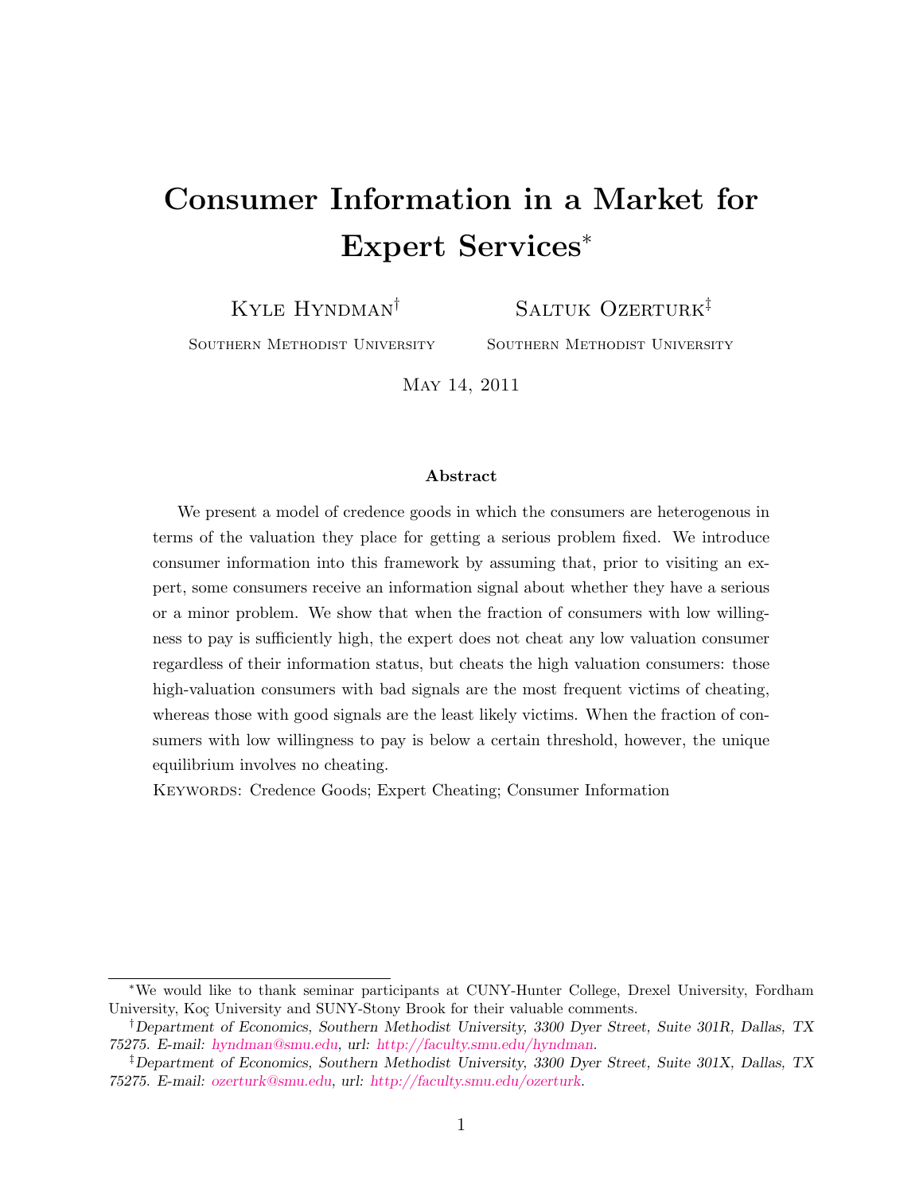# Consumer Information in a Market for Expert Services*

**Kyle Hyndman**[†]  
Southern Methodist University

**Saltuk Ozerturk**[‡]  
Southern Methodist University

May 14, 2011

### Abstract

We present a model of credence goods in which the consumers are heterogenous in terms of the valuation they place for getting a serious problem fixed. We introduce consumer information into this framework by assuming that, prior to visiting an expert, some consumers receive an information signal about whether they have a serious or a minor problem. We show that when the fraction of consumers with low willingness to pay is sufficiently high, the expert does not cheat any low valuation consumer regardless of their information status, but cheats the high valuation consumers: those high-valuation consumers with bad signals are the most frequent victims of cheating, whereas those with good signals are the least likely victims. When the fraction of consumers with low willingness to pay is below a certain threshold, however, the unique equilibrium involves no cheating.

Keywords: Credence Goods; Expert Cheating; Consumer Information

---

*We would like to thank seminar participants at CUNY-Hunter College, Drexel University, Fordham University, Koç University and SUNY-Stony Brook for their valuable comments.

[†]*Department of Economics, Southern Methodist University, 3300 Dyer Street, Suite 301R, Dallas, TX 75275. E-mail: hyndman@smu.edu, url: http://faculty.smu.edu/hyndman.*

[‡]*Department of Economics, Southern Methodist University, 3300 Dyer Street, Suite 301X, Dallas, TX 75275. E-mail: ozerturk@smu.edu, url: http://faculty.smu.edu/ozerturk.*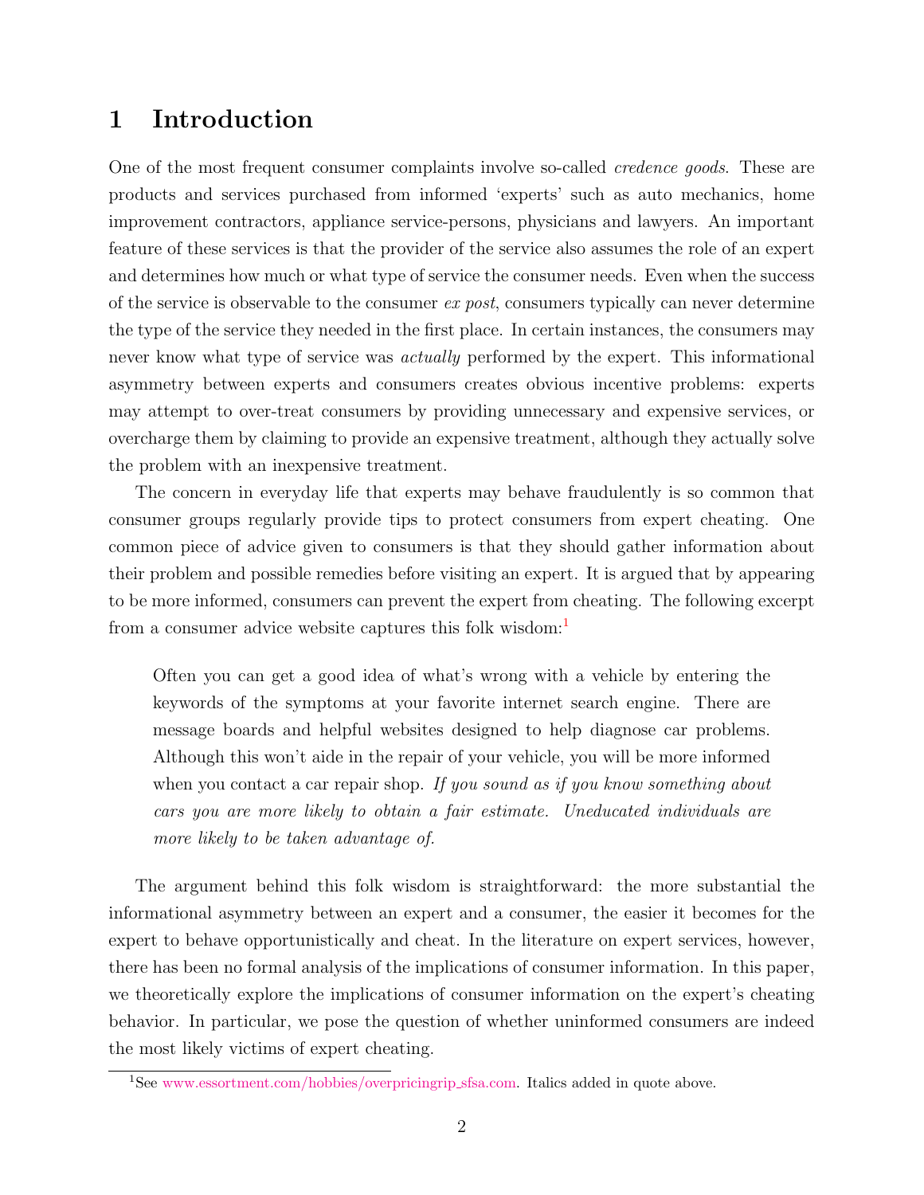# 1 Introduction

One of the most frequent consumer complaints involve so-called *credence goods*. These are products and services purchased from informed 'experts' such as auto mechanics, home improvement contractors, appliance service-persons, physicians and lawyers. An important feature of these services is that the provider of the service also assumes the role of an expert and determines how much or what type of service the consumer needs. Even when the success of the service is observable to the consumer *ex post*, consumers typically can never determine the type of the service they needed in the first place. In certain instances, the consumers may never know what type of service was *actually* performed by the expert. This informational asymmetry between experts and consumers creates obvious incentive problems: experts may attempt to over-treat consumers by providing unnecessary and expensive services, or overcharge them by claiming to provide an expensive treatment, although they actually solve the problem with an inexpensive treatment.

The concern in everyday life that experts may behave fraudulently is so common that consumer groups regularly provide tips to protect consumers from expert cheating. One common piece of advice given to consumers is that they should gather information about their problem and possible remedies before visiting an expert. It is argued that by appearing to be more informed, consumers can prevent the expert from cheating. The following excerpt from a consumer advice website captures this folk wisdom:[1]

> Often you can get a good idea of what's wrong with a vehicle by entering the keywords of the symptoms at your favorite internet search engine. There are message boards and helpful websites designed to help diagnose car problems. Although this won't aide in the repair of your vehicle, you will be more informed when you contact a car repair shop. *If you sound as if you know something about cars you are more likely to obtain a fair estimate. Uneducated individuals are more likely to be taken advantage of.*

The argument behind this folk wisdom is straightforward: the more substantial the informational asymmetry between an expert and a consumer, the easier it becomes for the expert to behave opportunistically and cheat. In the literature on expert services, however, there has been no formal analysis of the implications of consumer information. In this paper, we theoretically explore the implications of consumer information on the expert's cheating behavior. In particular, we pose the question of whether uninformed consumers are indeed the most likely victims of expert cheating.

[1] See www.essortment.com/hobbies/overpricingrip_sfsa.com. Italics added in quote above.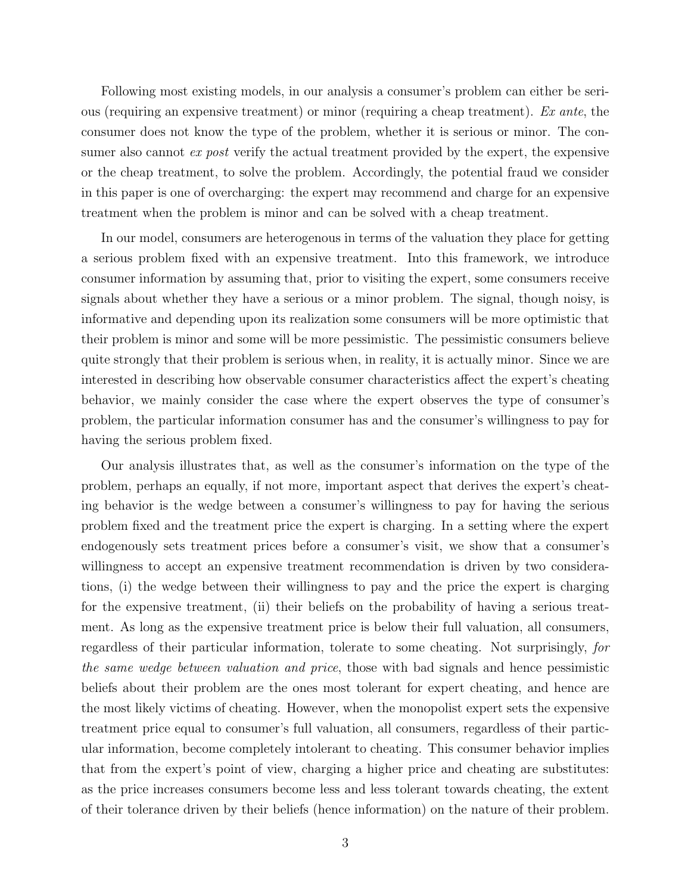Following most existing models, in our analysis a consumer's problem can either be serious (requiring an expensive treatment) or minor (requiring a cheap treatment). *Ex ante*, the consumer does not know the type of the problem, whether it is serious or minor. The consumer also cannot *ex post* verify the actual treatment provided by the expert, the expensive or the cheap treatment, to solve the problem. Accordingly, the potential fraud we consider in this paper is one of overcharging: the expert may recommend and charge for an expensive treatment when the problem is minor and can be solved with a cheap treatment.

In our model, consumers are heterogenous in terms of the valuation they place for getting a serious problem fixed with an expensive treatment. Into this framework, we introduce consumer information by assuming that, prior to visiting the expert, some consumers receive signals about whether they have a serious or a minor problem. The signal, though noisy, is informative and depending upon its realization some consumers will be more optimistic that their problem is minor and some will be more pessimistic. The pessimistic consumers believe quite strongly that their problem is serious when, in reality, it is actually minor. Since we are interested in describing how observable consumer characteristics affect the expert's cheating behavior, we mainly consider the case where the expert observes the type of consumer's problem, the particular information consumer has and the consumer's willingness to pay for having the serious problem fixed.

Our analysis illustrates that, as well as the consumer's information on the type of the problem, perhaps an equally, if not more, important aspect that derives the expert's cheating behavior is the wedge between a consumer's willingness to pay for having the serious problem fixed and the treatment price the expert is charging. In a setting where the expert endogenously sets treatment prices before a consumer's visit, we show that a consumer's willingness to accept an expensive treatment recommendation is driven by two considerations, (i) the wedge between their willingness to pay and the price the expert is charging for the expensive treatment, (ii) their beliefs on the probability of having a serious treatment. As long as the expensive treatment price is below their full valuation, all consumers, regardless of their particular information, tolerate to some cheating. Not surprisingly, *for the same wedge between valuation and price*, those with bad signals and hence pessimistic beliefs about their problem are the ones most tolerant for expert cheating, and hence are the most likely victims of cheating. However, when the monopolist expert sets the expensive treatment price equal to consumer's full valuation, all consumers, regardless of their particular information, become completely intolerant to cheating. This consumer behavior implies that from the expert's point of view, charging a higher price and cheating are substitutes: as the price increases consumers become less and less tolerant towards cheating, the extent of their tolerance driven by their beliefs (hence information) on the nature of their problem.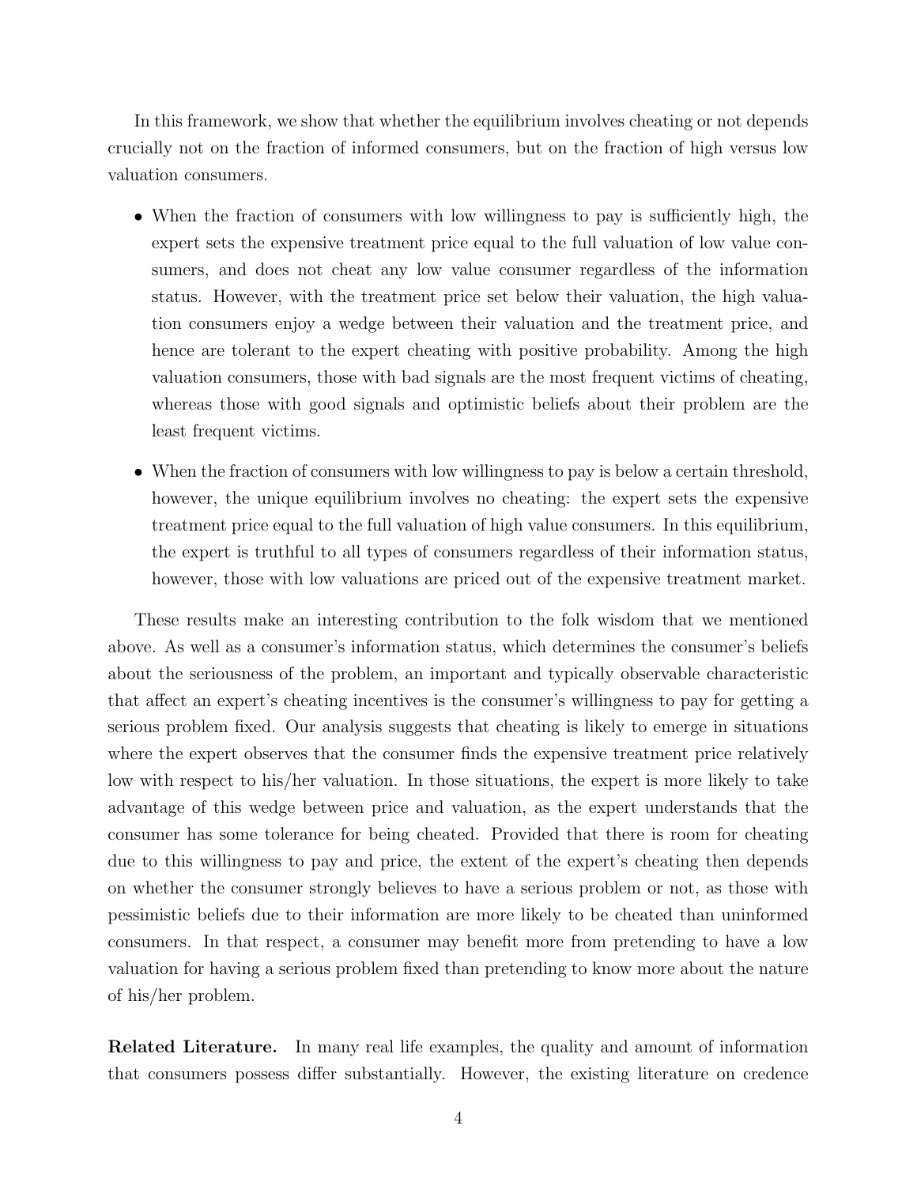In this framework, we show that whether the equilibrium involves cheating or not depends crucially not on the fraction of informed consumers, but on the fraction of high versus low valuation consumers.

- When the fraction of consumers with low willingness to pay is sufficiently high, the expert sets the expensive treatment price equal to the full valuation of low value consumers, and does not cheat any low value consumer regardless of the information status. However, with the treatment price set below their valuation, the high valuation consumers enjoy a wedge between their valuation and the treatment price, and hence are tolerant to the expert cheating with positive probability. Among the high valuation consumers, those with bad signals are the most frequent victims of cheating, whereas those with good signals and optimistic beliefs about their problem are the least frequent victims.
- When the fraction of consumers with low willingness to pay is below a certain threshold, however, the unique equilibrium involves no cheating: the expert sets the expensive treatment price equal to the full valuation of high value consumers. In this equilibrium, the expert is truthful to all types of consumers regardless of their information status, however, those with low valuations are priced out of the expensive treatment market.

These results make an interesting contribution to the folk wisdom that we mentioned above. As well as a consumer's information status, which determines the consumer's beliefs about the seriousness of the problem, an important and typically observable characteristic that affect an expert's cheating incentives is the consumer's willingness to pay for getting a serious problem fixed. Our analysis suggests that cheating is likely to emerge in situations where the expert observes that the consumer finds the expensive treatment price relatively low with respect to his/her valuation. In those situations, the expert is more likely to take advantage of this wedge between price and valuation, as the expert understands that the consumer has some tolerance for being cheated. Provided that there is room for cheating due to this willingness to pay and price, the extent of the expert's cheating then depends on whether the consumer strongly believes to have a serious problem or not, as those with pessimistic beliefs due to their information are more likely to be cheated than uninformed consumers. In that respect, a consumer may benefit more from pretending to have a low valuation for having a serious problem fixed than pretending to know more about the nature of his/her problem.

**Related Literature.** In many real life examples, the quality and amount of information that consumers possess differ substantially. However, the existing literature on credence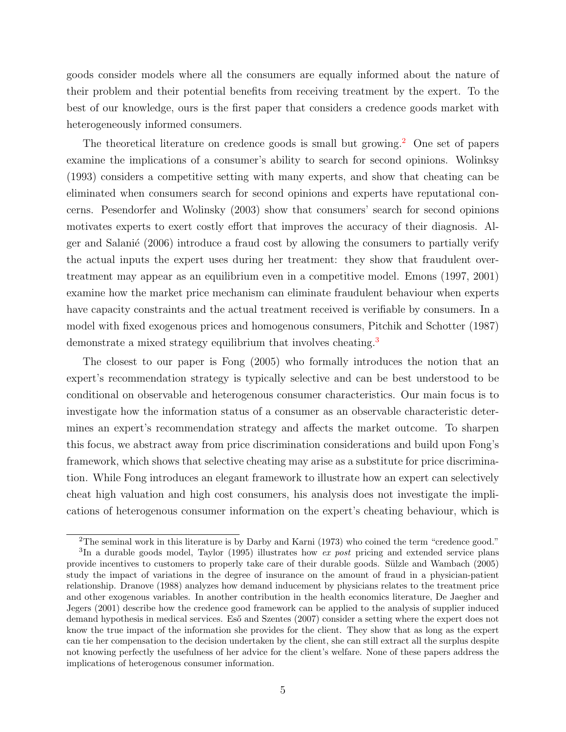goods consider models where all the consumers are equally informed about the nature of their problem and their potential benefits from receiving treatment by the expert. To the best of our knowledge, ours is the first paper that considers a credence goods market with heterogeneously informed consumers.

The theoretical literature on credence goods is small but growing.[2] One set of papers examine the implications of a consumer's ability to search for second opinions. Wolinksy (1993) considers a competitive setting with many experts, and show that cheating can be eliminated when consumers search for second opinions and experts have reputational concerns. Pesendorfer and Wolinsky (2003) show that consumers' search for second opinions motivates experts to exert costly effort that improves the accuracy of their diagnosis. Alger and Salanié (2006) introduce a fraud cost by allowing the consumers to partially verify the actual inputs the expert uses during her treatment: they show that fraudulent overtreatment may appear as an equilibrium even in a competitive model. Emons (1997, 2001) examine how the market price mechanism can eliminate fraudulent behaviour when experts have capacity constraints and the actual treatment received is verifiable by consumers. In a model with fixed exogenous prices and homogenous consumers, Pitchik and Schotter (1987) demonstrate a mixed strategy equilibrium that involves cheating.[3]

The closest to our paper is Fong (2005) who formally introduces the notion that an expert's recommendation strategy is typically selective and can be best understood to be conditional on observable and heterogenous consumer characteristics. Our main focus is to investigate how the information status of a consumer as an observable characteristic determines an expert's recommendation strategy and affects the market outcome. To sharpen this focus, we abstract away from price discrimination considerations and build upon Fong's framework, which shows that selective cheating may arise as a substitute for price discrimination. While Fong introduces an elegant framework to illustrate how an expert can selectively cheat high valuation and high cost consumers, his analysis does not investigate the implications of heterogenous consumer information on the expert's cheating behaviour, which is

[2] The seminal work in this literature is by Darby and Karni (1973) who coined the term "credence good."

[3] In a durable goods model, Taylor (1995) illustrates how *ex post* pricing and extended service plans provide incentives to customers to properly take care of their durable goods. Sülzle and Wambach (2005) study the impact of variations in the degree of insurance on the amount of fraud in a physician-patient relationship. Dranove (1988) analyzes how demand inducement by physicians relates to the treatment price and other exogenous variables. In another contribution in the health economics literature, De Jaegher and Jegers (2001) describe how the credence good framework can be applied to the analysis of supplier induced demand hypothesis in medical services. Eső and Szentes (2007) consider a setting where the expert does not know the true impact of the information she provides for the client. They show that as long as the expert can tie her compensation to the decision undertaken by the client, she can still extract all the surplus despite not knowing perfectly the usefulness of her advice for the client's welfare. None of these papers address the implications of heterogenous consumer information.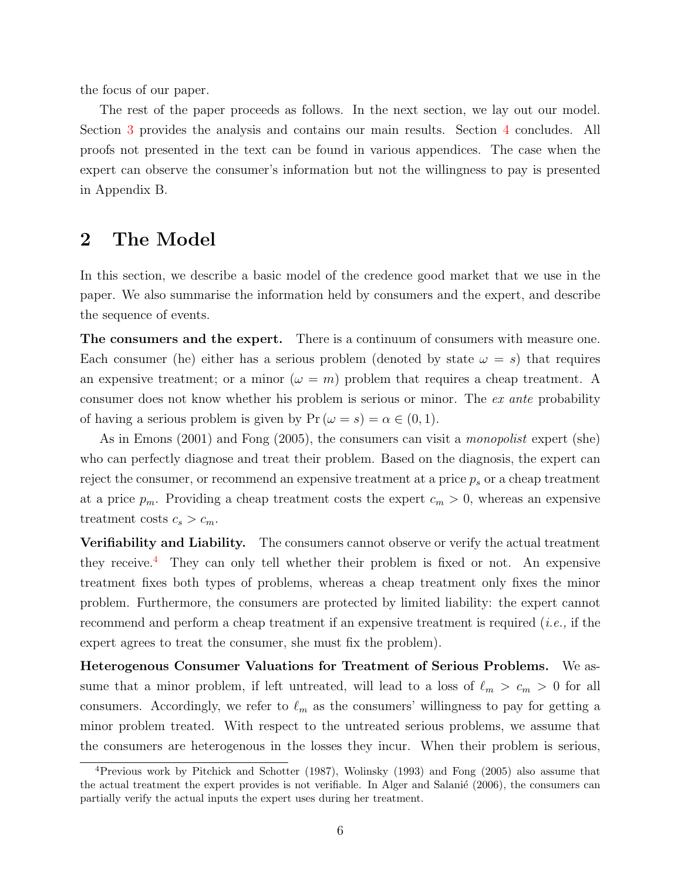the focus of our paper.

The rest of the paper proceeds as follows. In the next section, we lay out our model. Section 3 provides the analysis and contains our main results. Section 4 concludes. All proofs not presented in the text can be found in various appendices. The case when the expert can observe the consumer's information but not the willingness to pay is presented in Appendix B.

## 2 The Model

In this section, we describe a basic model of the credence good market that we use in the paper. We also summarise the information held by consumers and the expert, and describe the sequence of events.

**The consumers and the expert.** There is a continuum of consumers with measure one. Each consumer (he) either has a serious problem (denoted by state $\omega = s$) that requires an expensive treatment; or a minor ($\omega = m$) problem that requires a cheap treatment. A consumer does not know whether his problem is serious or minor. The *ex ante* probability of having a serious problem is given by $\Pr(\omega = s) = \alpha \in (0, 1)$.

As in Emons (2001) and Fong (2005), the consumers can visit a *monopolist* expert (she) who can perfectly diagnose and treat their problem. Based on the diagnosis, the expert can reject the consumer, or recommend an expensive treatment at a price $p_s$ or a cheap treatment at a price $p_m$. Providing a cheap treatment costs the expert $c_m > 0$, whereas an expensive treatment costs $c_s > c_m$.

**Verifiability and Liability.** The consumers cannot observe or verify the actual treatment they receive.[4] They can only tell whether their problem is fixed or not. An expensive treatment fixes both types of problems, whereas a cheap treatment only fixes the minor problem. Furthermore, the consumers are protected by limited liability: the expert cannot recommend and perform a cheap treatment if an expensive treatment is required (*i.e.,* if the expert agrees to treat the consumer, she must fix the problem).

**Heterogenous Consumer Valuations for Treatment of Serious Problems.** We assume that a minor problem, if left untreated, will lead to a loss of $\ell_m > c_m > 0$ for all consumers. Accordingly, we refer to $\ell_m$ as the consumers' willingness to pay for getting a minor problem treated. With respect to the untreated serious problems, we assume that the consumers are heterogenous in the losses they incur. When their problem is serious,

[4] Previous work by Pitchick and Schotter (1987), Wolinsky (1993) and Fong (2005) also assume that the actual treatment the expert provides is not verifiable. In Alger and Salanié (2006), the consumers can partially verify the actual inputs the expert uses during her treatment.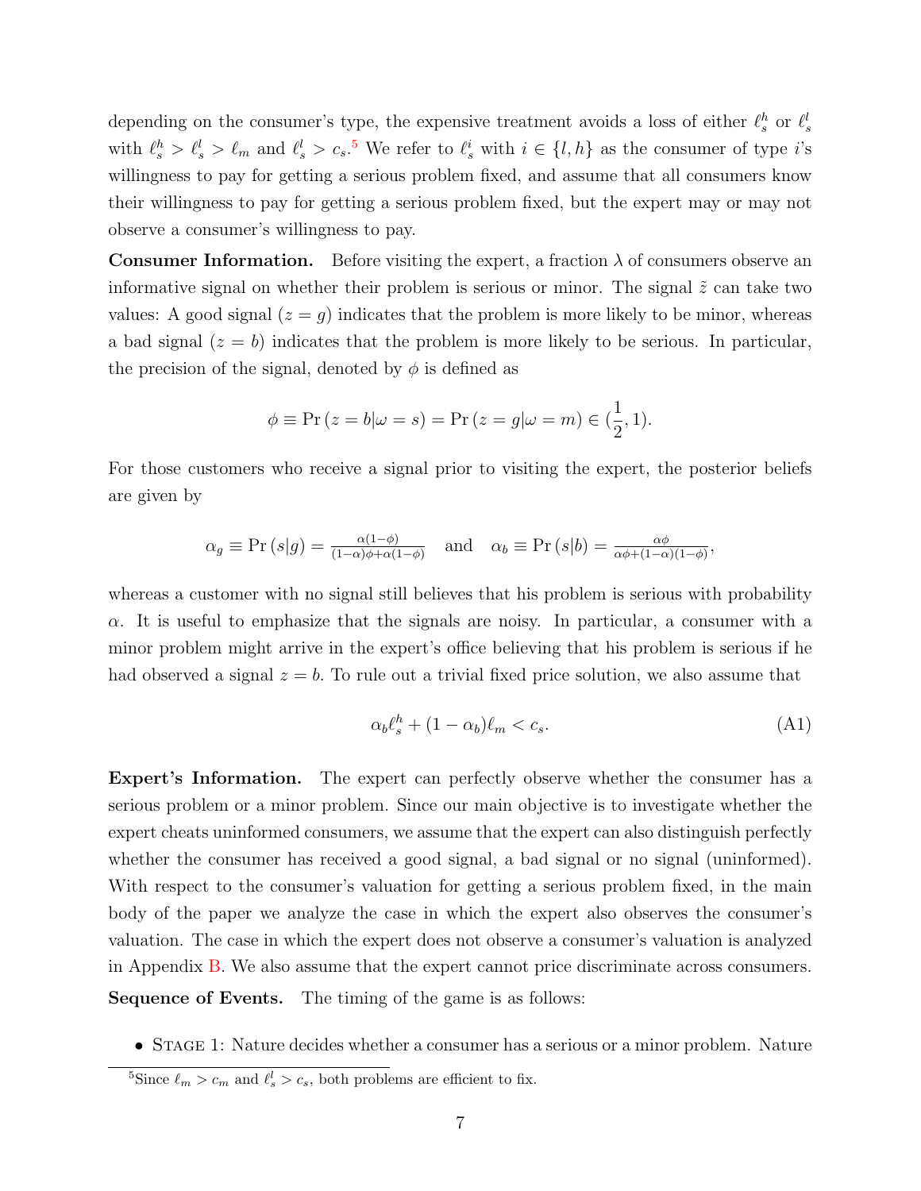depending on the consumer's type, the expensive treatment avoids a loss of either $\ell_s^h$ or $\ell_s^l$ with $\ell_s^h > \ell_s^l > \ell_m$ and $\ell_s^l > c_s$.[5] We refer to $\ell_s^i$ with $i \in \{l, h\}$ as the consumer of type $i$'s willingness to pay for getting a serious problem fixed, and assume that all consumers know their willingness to pay for getting a serious problem fixed, but the expert may or may not observe a consumer's willingness to pay.

**Consumer Information.** Before visiting the expert, a fraction $\lambda$ of consumers observe an informative signal on whether their problem is serious or minor. The signal $\tilde{z}$ can take two values: A good signal ($z = g$) indicates that the problem is more likely to be minor, whereas a bad signal ($z = b$) indicates that the problem is more likely to be serious. In particular, the precision of the signal, denoted by $\phi$ is defined as

$$\phi \equiv \Pr(z = b|\omega = s) = \Pr(z = g|\omega = m) \in (\frac{1}{2}, 1).$$

For those customers who receive a signal prior to visiting the expert, the posterior beliefs are given by

$$\alpha_g \equiv \Pr(s|g) = \frac{\alpha(1-\phi)}{(1-\alpha)\phi + \alpha(1-\phi)} \quad \text{and} \quad \alpha_b \equiv \Pr(s|b) = \frac{\alpha\phi}{\alpha\phi + (1-\alpha)(1-\phi)},$$

whereas a customer with no signal still believes that his problem is serious with probability $\alpha$. It is useful to emphasize that the signals are noisy. In particular, a consumer with a minor problem might arrive in the expert's office believing that his problem is serious if he had observed a signal $z = b$. To rule out a trivial fixed price solution, we also assume that

$$\alpha_b \ell_s^h + (1 - \alpha_b)\ell_m < c_s. \tag{A1}$$

**Expert's Information.** The expert can perfectly observe whether the consumer has a serious problem or a minor problem. Since our main objective is to investigate whether the expert cheats uninformed consumers, we assume that the expert can also distinguish perfectly whether the consumer has received a good signal, a bad signal or no signal (uninformed). With respect to the consumer's valuation for getting a serious problem fixed, in the main body of the paper we analyze the case in which the expert also observes the consumer's valuation. The case in which the expert does not observe a consumer's valuation is analyzed in Appendix B. We also assume that the expert cannot price discriminate across consumers.

**Sequence of Events.** The timing of the game is as follows:

- STAGE 1: Nature decides whether a consumer has a serious or a minor problem. Nature

[5] Since $\ell_m > c_m$ and $\ell_s^l > c_s$, both problems are efficient to fix.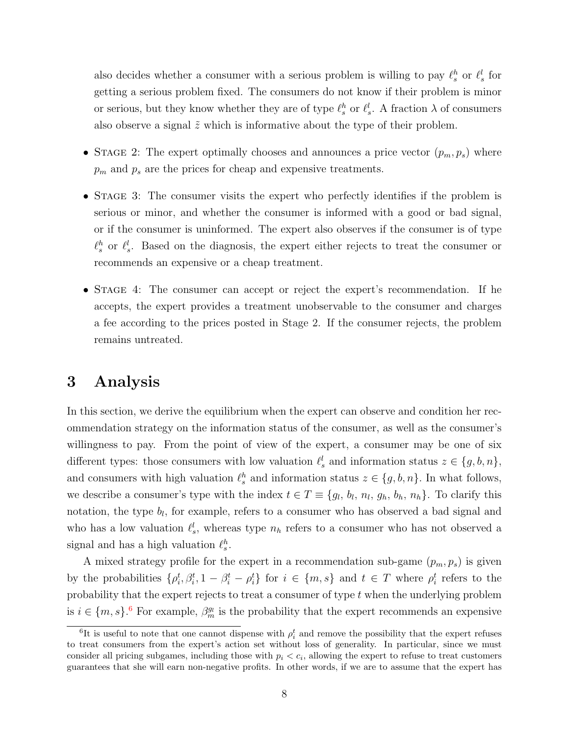also decides whether a consumer with a serious problem is willing to pay $\ell_s^h$ or $\ell_s^l$ for getting a serious problem fixed. The consumers do not know if their problem is minor or serious, but they know whether they are of type $\ell_s^h$ or $\ell_s^l$. A fraction $\lambda$ of consumers also observe a signal $\tilde{z}$ which is informative about the type of their problem.

- Stage 2: The expert optimally chooses and announces a price vector $(p_m, p_s)$ where $p_m$ and $p_s$ are the prices for cheap and expensive treatments.
- Stage 3: The consumer visits the expert who perfectly identifies if the problem is serious or minor, and whether the consumer is informed with a good or bad signal, or if the consumer is uninformed. The expert also observes if the consumer is of type $\ell_s^h$ or $\ell_s^l$. Based on the diagnosis, the expert either rejects to treat the consumer or recommends an expensive or a cheap treatment.
- Stage 4: The consumer can accept or reject the expert's recommendation. If he accepts, the expert provides a treatment unobservable to the consumer and charges a fee according to the prices posted in Stage 2. If the consumer rejects, the problem remains untreated.

# 3 Analysis

In this section, we derive the equilibrium when the expert can observe and condition her recommendation strategy on the information status of the consumer, as well as the consumer's willingness to pay. From the point of view of the expert, a consumer may be one of six different types: those consumers with low valuation $\ell_s^l$ and information status $z \in \{g, b, n\}$, and consumers with high valuation $\ell_s^h$ and information status $z \in \{g, b, n\}$. In what follows, we describe a consumer's type with the index $t \in T \equiv \{g_l, b_l, n_l, g_h, b_h, n_h\}$. To clarify this notation, the type $b_l$, for example, refers to a consumer who has observed a bad signal and who has a low valuation $\ell_s^l$, whereas type $n_h$ refers to a consumer who has not observed a signal and has a high valuation $\ell_s^h$.

A mixed strategy profile for the expert in a recommendation sub-game $(p_m, p_s)$ is given by the probabilities $\{\rho_i^t, \beta_i^t, 1 - \beta_i^t - \rho_i^t\}$ for $i \in \{m, s\}$ and $t \in T$ where $\rho_i^t$ refers to the probability that the expert rejects to treat a consumer of type $t$ when the underlying problem is $i \in \{m, s\}$.[6] For example, $\beta_m^{g_l}$ is the probability that the expert recommends an expensive

[6] It is useful to note that one cannot dispense with $\rho_i^t$ and remove the possibility that the expert refuses to treat consumers from the expert's action set without loss of generality. In particular, since we must consider all pricing subgames, including those with $p_i < c_i$, allowing the expert to refuse to treat customers guarantees that she will earn non-negative profits. In other words, if we are to assume that the expert has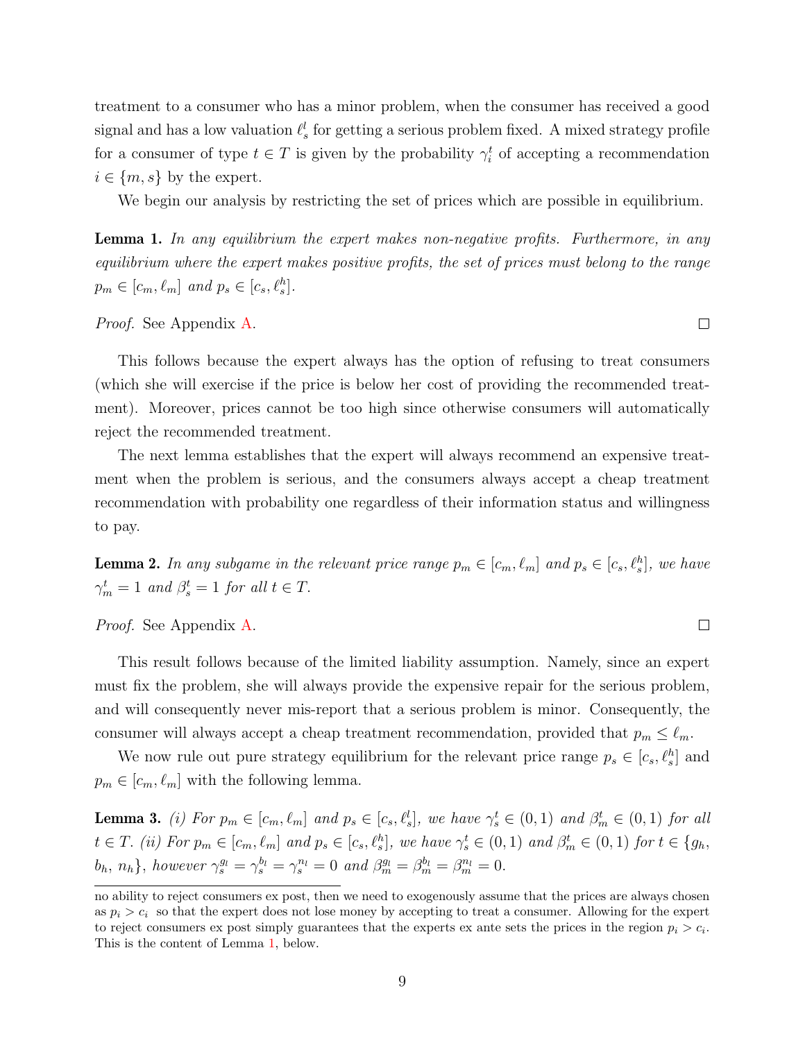treatment to a consumer who has a minor problem, when the consumer has received a good signal and has a low valuation $\ell_s^l$ for getting a serious problem fixed. A mixed strategy profile for a consumer of type $t \in T$ is given by the probability $\gamma_i^t$ of accepting a recommendation $i \in \{m, s\}$ by the expert.

We begin our analysis by restricting the set of prices which are possible in equilibrium.

**Lemma 1.** *In any equilibrium the expert makes non-negative profits. Furthermore, in any equilibrium where the expert makes positive profits, the set of prices must belong to the range* $p_m \in [c_m, \ell_m]$ *and* $p_s \in [c_s, \ell_s^h]$.

*Proof.* See Appendix A. □

This follows because the expert always has the option of refusing to treat consumers (which she will exercise if the price is below her cost of providing the recommended treatment). Moreover, prices cannot be too high since otherwise consumers will automatically reject the recommended treatment.

The next lemma establishes that the expert will always recommend an expensive treatment when the problem is serious, and the consumers always accept a cheap treatment recommendation with probability one regardless of their information status and willingness to pay.

**Lemma 2.** *In any subgame in the relevant price range* $p_m \in [c_m, \ell_m]$ *and* $p_s \in [c_s, \ell_s^h]$*, we have* $\gamma_m^t = 1$ *and* $\beta_s^t = 1$ *for all* $t \in T$.

*Proof.* See Appendix A. □

This result follows because of the limited liability assumption. Namely, since an expert must fix the problem, she will always provide the expensive repair for the serious problem, and will consequently never mis-report that a serious problem is minor. Consequently, the consumer will always accept a cheap treatment recommendation, provided that $p_m \leq \ell_m$.

We now rule out pure strategy equilibrium for the relevant price range $p_s \in [c_s, \ell_s^h]$ and $p_m \in [c_m, \ell_m]$ with the following lemma.

**Lemma 3.** *(i) For* $p_m \in [c_m, \ell_m]$ *and* $p_s \in [c_s, \ell_s^l]$*, we have* $\gamma_s^t \in (0, 1)$ *and* $\beta_m^t \in (0, 1)$ *for all* $t \in T$. *(ii) For* $p_m \in [c_m, \ell_m]$ *and* $p_s \in [c_s, \ell_s^h]$*, we have* $\gamma_s^t \in (0, 1)$ *and* $\beta_m^t \in (0, 1)$ *for* $t \in \{g_h, b_h, n_h\}$*, however* $\gamma_s^{g_l} = \gamma_s^{b_l} = \gamma_s^{n_l} = 0$ *and* $\beta_m^{g_l} = \beta_m^{b_l} = \beta_m^{n_l} = 0$.

---

no ability to reject consumers ex post, then we need to exogenously assume that the prices are always chosen as $p_i > c_i$ so that the expert does not lose money by accepting to treat a consumer. Allowing for the expert to reject consumers ex post simply guarantees that the experts ex ante sets the prices in the region $p_i > c_i$. This is the content of Lemma 1, below.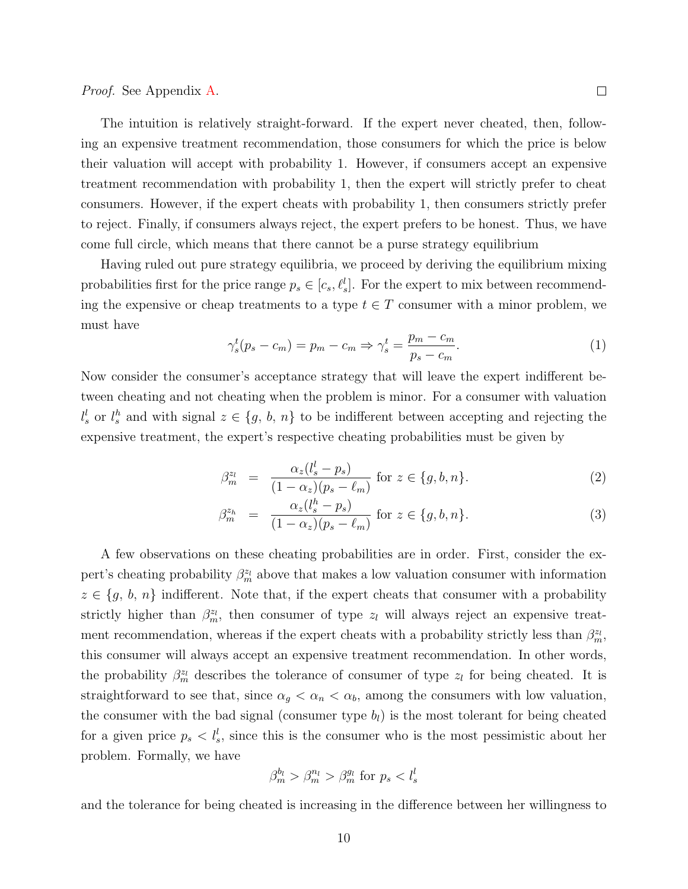*Proof.* See Appendix A. □

The intuition is relatively straight-forward. If the expert never cheated, then, following an expensive treatment recommendation, those consumers for which the price is below their valuation will accept with probability 1. However, if consumers accept an expensive treatment recommendation with probability 1, then the expert will strictly prefer to cheat consumers. However, if the expert cheats with probability 1, then consumers strictly prefer to reject. Finally, if consumers always reject, the expert prefers to be honest. Thus, we have come full circle, which means that there cannot be a purse strategy equilibrium

Having ruled out pure strategy equilibria, we proceed by deriving the equilibrium mixing probabilities first for the price range $p_s \in [c_s, \ell_s^l]$. For the expert to mix between recommending the expensive or cheap treatments to a type $t \in T$ consumer with a minor problem, we must have

$$\gamma_s^t(p_s - c_m) = p_m - c_m \Rightarrow \gamma_s^t = \frac{p_m - c_m}{p_s - c_m}. \tag{1}$$

Now consider the consumer's acceptance strategy that will leave the expert indifferent between cheating and not cheating when the problem is minor. For a consumer with valuation $l_s^l$ or $l_s^h$ and with signal $z \in \{g, b, n\}$ to be indifferent between accepting and rejecting the expensive treatment, the expert's respective cheating probabilities must be given by

$$\beta_m^{z_l} = \frac{\alpha_z(l_s^l - p_s)}{(1-\alpha_z)(p_s - \ell_m)} \text{ for } z \in \{g, b, n\}. \tag{2}$$

$$\beta_m^{z_h} = \frac{\alpha_z(l_s^h - p_s)}{(1-\alpha_z)(p_s - \ell_m)} \text{ for } z \in \{g, b, n\}. \tag{3}$$

A few observations on these cheating probabilities are in order. First, consider the expert's cheating probability $\beta_m^{z_l}$ above that makes a low valuation consumer with information $z \in \{g, b, n\}$ indifferent. Note that, if the expert cheats that consumer with a probability strictly higher than $\beta_m^{z_l}$, then consumer of type $z_l$ will always reject an expensive treatment recommendation, whereas if the expert cheats with a probability strictly less than $\beta_m^{z_l}$, this consumer will always accept an expensive treatment recommendation. In other words, the probability $\beta_m^{z_l}$ describes the tolerance of consumer of type $z_l$ for being cheated. It is straightforward to see that, since $\alpha_g < \alpha_n < \alpha_b$, among the consumers with low valuation, the consumer with the bad signal (consumer type $b_l$) is the most tolerant for being cheated for a given price $p_s < l_s^l$, since this is the consumer who is the most pessimistic about her problem. Formally, we have

$$\beta_m^{b_l} > \beta_m^{n_l} > \beta_m^{g_l} \text{ for } p_s < l_s^l$$

and the tolerance for being cheated is increasing in the difference between her willingness to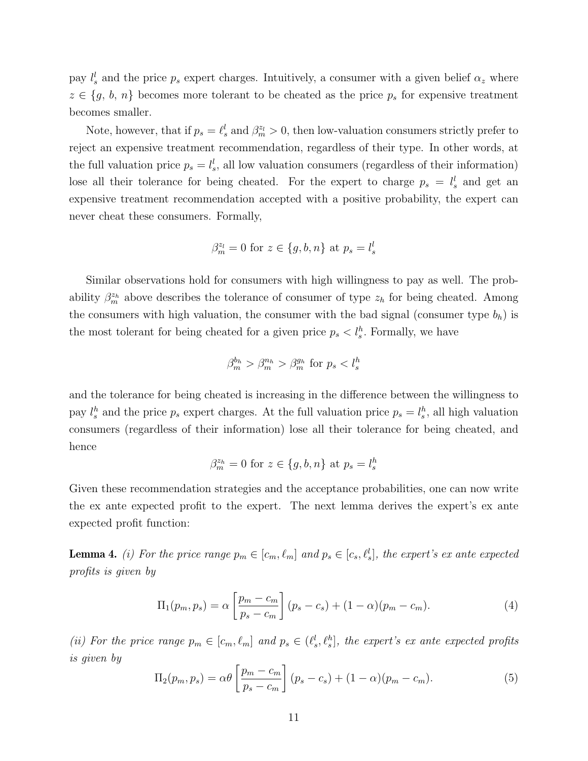pay $l_s^l$ and the price $p_s$ expert charges. Intuitively, a consumer with a given belief $\alpha_z$ where $z \in \{g, b, n\}$ becomes more tolerant to be cheated as the price $p_s$ for expensive treatment becomes smaller.

Note, however, that if $p_s = \ell_s^l$ and $\beta_m^{z_l} > 0$, then low-valuation consumers strictly prefer to reject an expensive treatment recommendation, regardless of their type. In other words, at the full valuation price $p_s = l_s^l$, all low valuation consumers (regardless of their information) lose all their tolerance for being cheated. For the expert to charge $p_s = l_s^l$ and get an expensive treatment recommendation accepted with a positive probability, the expert can never cheat these consumers. Formally,

$$\beta_m^{z_l} = 0 \text{ for } z \in \{g, b, n\} \text{ at } p_s = l_s^l$$

Similar observations hold for consumers with high willingness to pay as well. The probability $\beta_m^{z_h}$ above describes the tolerance of consumer of type $z_h$ for being cheated. Among the consumers with high valuation, the consumer with the bad signal (consumer type $b_h$) is the most tolerant for being cheated for a given price $p_s < l_s^h$. Formally, we have

$$\beta_m^{b_h} > \beta_m^{n_h} > \beta_m^{g_h} \text{ for } p_s < l_s^h$$

and the tolerance for being cheated is increasing in the difference between the willingness to pay $l_s^h$ and the price $p_s$ expert charges. At the full valuation price $p_s = l_s^h$, all high valuation consumers (regardless of their information) lose all their tolerance for being cheated, and hence

$$\beta_m^{z_h} = 0 \text{ for } z \in \{g, b, n\} \text{ at } p_s = l_s^h$$

Given these recommendation strategies and the acceptance probabilities, one can now write the ex ante expected profit to the expert. The next lemma derives the expert's ex ante expected profit function:

**Lemma 4.** *(i) For the price range $p_m \in [c_m, \ell_m]$ and $p_s \in [c_s, \ell_s^l]$, the expert's ex ante expected profits is given by*

$$\Pi_1(p_m, p_s) = \alpha \left[ \frac{p_m - c_m}{p_s - c_m} \right] (p_s - c_s) + (1 - \alpha)(p_m - c_m). \tag{4}$$

*(ii) For the price range $p_m \in [c_m, \ell_m]$ and $p_s \in (\ell_s^l, \ell_s^h]$, the expert's ex ante expected profits is given by*

$$\Pi_2(p_m, p_s) = \alpha\theta \left[ \frac{p_m - c_m}{p_s - c_m} \right] (p_s - c_s) + (1 - \alpha)(p_m - c_m). \tag{5}$$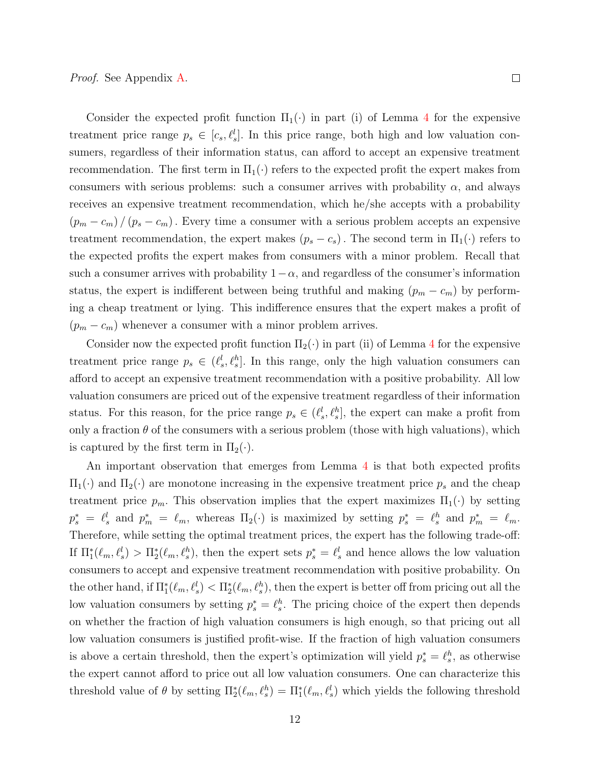*Proof.* See Appendix A. □

Consider the expected profit function $\Pi_1(\cdot)$ in part (i) of Lemma 4 for the expensive treatment price range $p_s \in [c_s, \ell_s^l]$. In this price range, both high and low valuation consumers, regardless of their information status, can afford to accept an expensive treatment recommendation. The first term in $\Pi_1(\cdot)$ refers to the expected profit the expert makes from consumers with serious problems: such a consumer arrives with probability $\alpha$, and always receives an expensive treatment recommendation, which he/she accepts with a probability $(p_m - c_m) / (p_s - c_m)$. Every time a consumer with a serious problem accepts an expensive treatment recommendation, the expert makes $(p_s - c_s)$. The second term in $\Pi_1(\cdot)$ refers to the expected profits the expert makes from consumers with a minor problem. Recall that such a consumer arrives with probability $1-\alpha$, and regardless of the consumer's information status, the expert is indifferent between being truthful and making $(p_m - c_m)$ by performing a cheap treatment or lying. This indifference ensures that the expert makes a profit of $(p_m - c_m)$ whenever a consumer with a minor problem arrives.

Consider now the expected profit function $\Pi_2(\cdot)$ in part (ii) of Lemma 4 for the expensive treatment price range $p_s \in (\ell_s^l, \ell_s^h]$. In this range, only the high valuation consumers can afford to accept an expensive treatment recommendation with a positive probability. All low valuation consumers are priced out of the expensive treatment regardless of their information status. For this reason, for the price range $p_s \in (\ell_s^l, \ell_s^h]$, the expert can make a profit from only a fraction $\theta$ of the consumers with a serious problem (those with high valuations), which is captured by the first term in $\Pi_2(\cdot)$.

An important observation that emerges from Lemma 4 is that both expected profits $\Pi_1(\cdot)$ and $\Pi_2(\cdot)$ are monotone increasing in the expensive treatment price $p_s$ and the cheap treatment price $p_m$. This observation implies that the expert maximizes $\Pi_1(\cdot)$ by setting $p_s^* = \ell_s^l$ and $p_m^* = \ell_m$, whereas $\Pi_2(\cdot)$ is maximized by setting $p_s^* = \ell_s^h$ and $p_m^* = \ell_m$. Therefore, while setting the optimal treatment prices, the expert has the following trade-off: If $\Pi_1^*(\ell_m, \ell_s^l) > \Pi_2^*(\ell_m, \ell_s^h)$, then the expert sets $p_s^* = \ell_s^l$ and hence allows the low valuation consumers to accept and expensive treatment recommendation with positive probability. On the other hand, if $\Pi_1^*(\ell_m, \ell_s^l) < \Pi_2^*(\ell_m, \ell_s^h)$, then the expert is better off from pricing out all the low valuation consumers by setting $p_s^* = \ell_s^h$. The pricing choice of the expert then depends on whether the fraction of high valuation consumers is high enough, so that pricing out all low valuation consumers is justified profit-wise. If the fraction of high valuation consumers is above a certain threshold, then the expert's optimization will yield $p_s^* = \ell_s^h$, as otherwise the expert cannot afford to price out all low valuation consumers. One can characterize this threshold value of $\theta$ by setting $\Pi_2^*(\ell_m, \ell_s^h) = \Pi_1^*(\ell_m, \ell_s^l)$ which yields the following threshold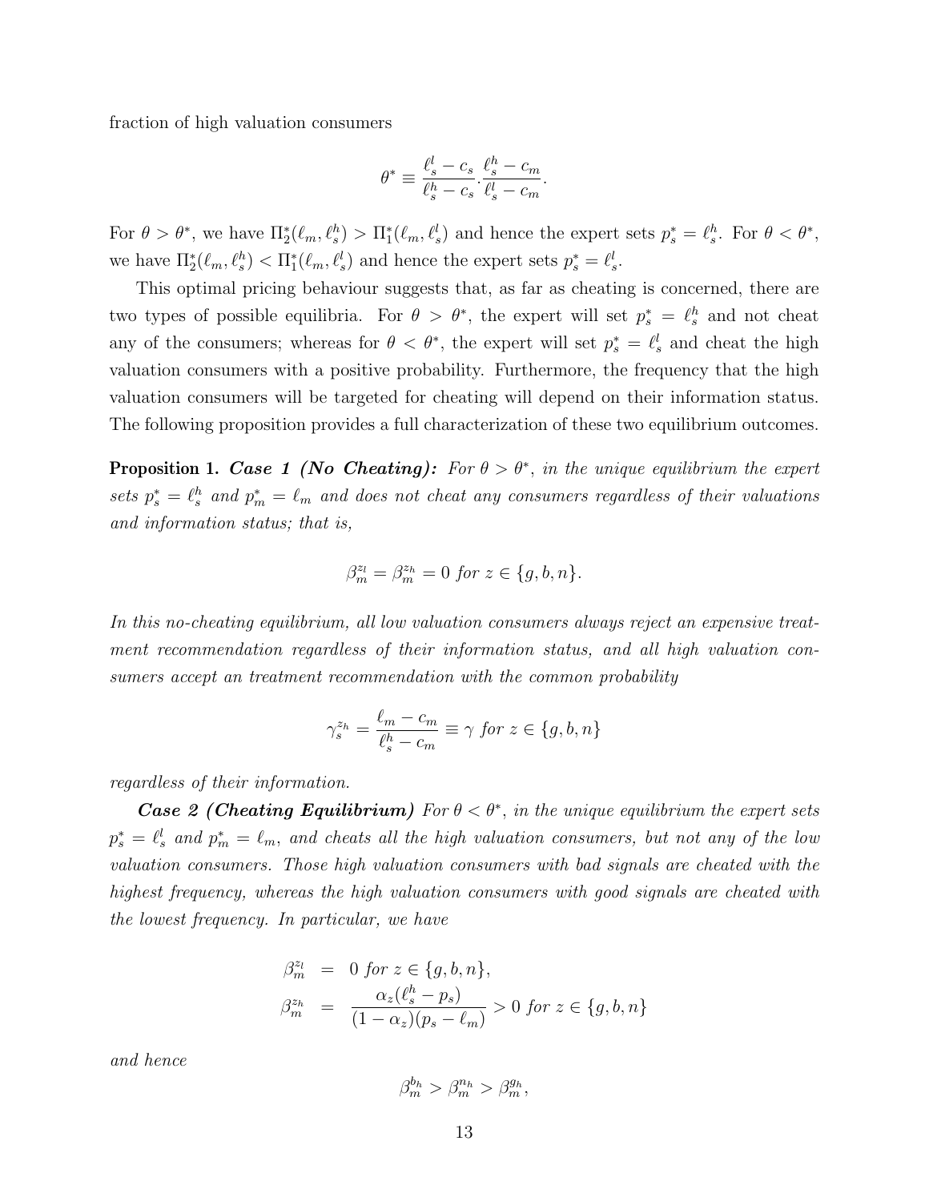fraction of high valuation consumers

$$\theta^* \equiv \frac{\ell_s^l - c_s}{\ell_s^h - c_s} \cdot \frac{\ell_s^h - c_m}{\ell_s^l - c_m}.$$

For $\theta > \theta^*$, we have $\Pi_2^*(\ell_m, \ell_s^h) > \Pi_1^*(\ell_m, \ell_s^l)$ and hence the expert sets $p_s^* = \ell_s^h$. For $\theta < \theta^*$, we have $\Pi_2^*(\ell_m, \ell_s^h) < \Pi_1^*(\ell_m, \ell_s^l)$ and hence the expert sets $p_s^* = \ell_s^l$.

This optimal pricing behaviour suggests that, as far as cheating is concerned, there are two types of possible equilibria. For $\theta > \theta^*$, the expert will set $p_s^* = \ell_s^h$ and not cheat any of the consumers; whereas for $\theta < \theta^*$, the expert will set $p_s^* = \ell_s^l$ and cheat the high valuation consumers with a positive probability. Furthermore, the frequency that the high valuation consumers will be targeted for cheating will depend on their information status. The following proposition provides a full characterization of these two equilibrium outcomes.

**Proposition 1.** ***Case 1 (No Cheating):*** *For $\theta > \theta^*$, in the unique equilibrium the expert sets $p_s^* = \ell_s^h$ and $p_m^* = \ell_m$ and does not cheat any consumers regardless of their valuations and information status; that is,*

$$\beta_m^{z_l} = \beta_m^{z_h} = 0 \text{ for } z \in \{g, b, n\}.$$

*In this no-cheating equilibrium, all low valuation consumers always reject an expensive treatment recommendation regardless of their information status, and all high valuation consumers accept an treatment recommendation with the common probability*

$$\gamma_s^{z_h} = \frac{\ell_m - c_m}{\ell_s^h - c_m} \equiv \gamma \text{ for } z \in \{g, b, n\}$$

*regardless of their information.*

***Case 2 (Cheating Equilibrium)*** *For $\theta < \theta^*$, in the unique equilibrium the expert sets $p_s^* = \ell_s^l$ and $p_m^* = \ell_m$, and cheats all the high valuation consumers, but not any of the low valuation consumers. Those high valuation consumers with bad signals are cheated with the highest frequency, whereas the high valuation consumers with good signals are cheated with the lowest frequency. In particular, we have*

$$\begin{aligned}
\beta_m^{z_l} &= 0 \text{ for } z \in \{g, b, n\}, \\
\beta_m^{z_h} &= \frac{\alpha_z(\ell_s^h - p_s)}{(1 - \alpha_z)(p_s - \ell_m)} > 0 \text{ for } z \in \{g, b, n\}
\end{aligned}$$

*and hence*

$$\beta_m^{b_h} > \beta_m^{n_h} > \beta_m^{g_h},$$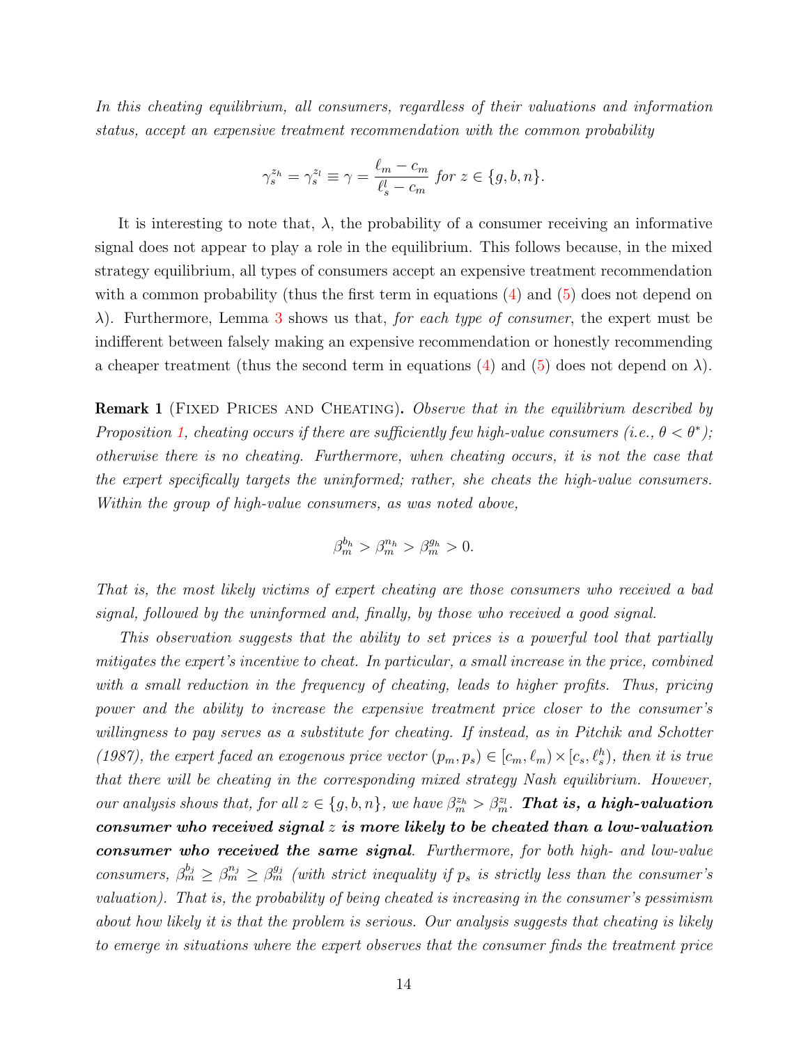*In this cheating equilibrium, all consumers, regardless of their valuations and information status, accept an expensive treatment recommendation with the common probability*

$$\gamma_s^{z_h} = \gamma_s^{z_l} \equiv \gamma = \frac{\ell_m - c_m}{\ell_s^l - c_m} \text{ for } z \in \{g, b, n\}.$$

It is interesting to note that, $\lambda$, the probability of a consumer receiving an informative signal does not appear to play a role in the equilibrium. This follows because, in the mixed strategy equilibrium, all types of consumers accept an expensive treatment recommendation with a common probability (thus the first term in equations (4) and (5) does not depend on $\lambda$). Furthermore, Lemma 3 shows us that, *for each type of consumer*, the expert must be indifferent between falsely making an expensive recommendation or honestly recommending a cheaper treatment (thus the second term in equations (4) and (5) does not depend on $\lambda$).

**Remark 1** (Fixed Prices and Cheating). *Observe that in the equilibrium described by Proposition 1, cheating occurs if there are sufficiently few high-value consumers (i.e., $\theta < \theta^*$); otherwise there is no cheating. Furthermore, when cheating occurs, it is not the case that the expert specifically targets the uninformed; rather, she cheats the high-value consumers. Within the group of high-value consumers, as was noted above,*

$$\beta_m^{b_h} > \beta_m^{n_h} > \beta_m^{g_h} > 0.$$

*That is, the most likely victims of expert cheating are those consumers who received a bad signal, followed by the uninformed and, finally, by those who received a good signal.*

*This observation suggests that the ability to set prices is a powerful tool that partially mitigates the expert's incentive to cheat. In particular, a small increase in the price, combined with a small reduction in the frequency of cheating, leads to higher profits. Thus, pricing power and the ability to increase the expensive treatment price closer to the consumer's willingness to pay serves as a substitute for cheating. If instead, as in Pitchik and Schotter (1987), the expert faced an exogenous price vector $(p_m, p_s) \in [c_m, \ell_m) \times [c_s, \ell_s^h)$, then it is true that there will be cheating in the corresponding mixed strategy Nash equilibrium. However, our analysis shows that, for all $z \in \{g, b, n\}$, we have $\beta_m^{z_h} > \beta_m^{z_l}$.* ***That is, a high-valuation consumer who received signal $z$ is more likely to be cheated than a low-valuation consumer who received the same signal****. Furthermore, for both high- and low-value consumers, $\beta_m^{b_j} \geq \beta_m^{n_j} \geq \beta_m^{g_j}$ (with strict inequality if $p_s$ is strictly less than the consumer's valuation). That is, the probability of being cheated is increasing in the consumer's pessimism about how likely it is that the problem is serious. Our analysis suggests that cheating is likely to emerge in situations where the expert observes that the consumer finds the treatment price*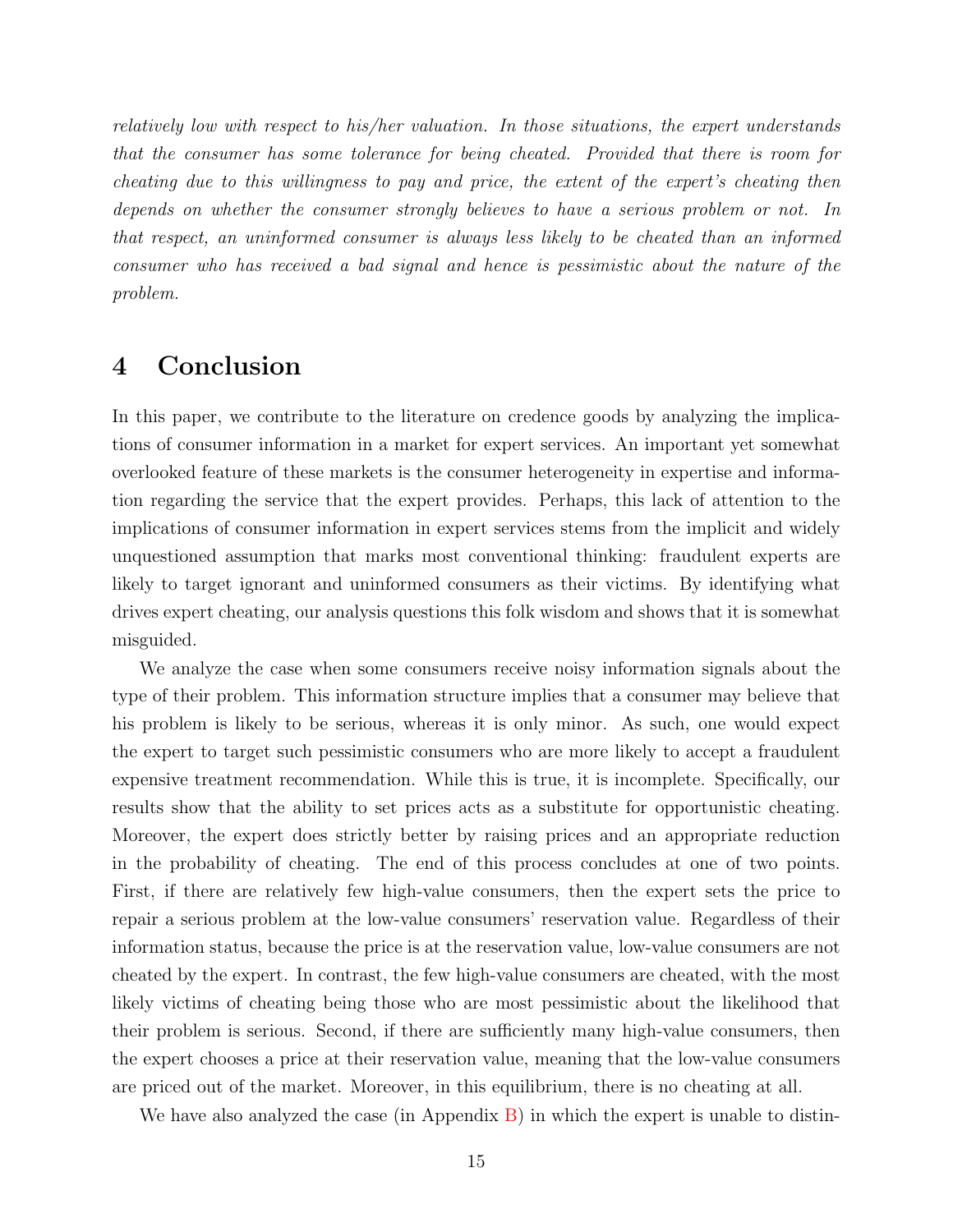*relatively low with respect to his/her valuation. In those situations, the expert understands that the consumer has some tolerance for being cheated. Provided that there is room for cheating due to this willingness to pay and price, the extent of the expert's cheating then depends on whether the consumer strongly believes to have a serious problem or not. In that respect, an uninformed consumer is always less likely to be cheated than an informed consumer who has received a bad signal and hence is pessimistic about the nature of the problem.*

# 4 Conclusion

In this paper, we contribute to the literature on credence goods by analyzing the implications of consumer information in a market for expert services. An important yet somewhat overlooked feature of these markets is the consumer heterogeneity in expertise and information regarding the service that the expert provides. Perhaps, this lack of attention to the implications of consumer information in expert services stems from the implicit and widely unquestioned assumption that marks most conventional thinking: fraudulent experts are likely to target ignorant and uninformed consumers as their victims. By identifying what drives expert cheating, our analysis questions this folk wisdom and shows that it is somewhat misguided.

We analyze the case when some consumers receive noisy information signals about the type of their problem. This information structure implies that a consumer may believe that his problem is likely to be serious, whereas it is only minor. As such, one would expect the expert to target such pessimistic consumers who are more likely to accept a fraudulent expensive treatment recommendation. While this is true, it is incomplete. Specifically, our results show that the ability to set prices acts as a substitute for opportunistic cheating. Moreover, the expert does strictly better by raising prices and an appropriate reduction in the probability of cheating. The end of this process concludes at one of two points. First, if there are relatively few high-value consumers, then the expert sets the price to repair a serious problem at the low-value consumers' reservation value. Regardless of their information status, because the price is at the reservation value, low-value consumers are not cheated by the expert. In contrast, the few high-value consumers are cheated, with the most likely victims of cheating being those who are most pessimistic about the likelihood that their problem is serious. Second, if there are sufficiently many high-value consumers, then the expert chooses a price at their reservation value, meaning that the low-value consumers are priced out of the market. Moreover, in this equilibrium, there is no cheating at all.

We have also analyzed the case (in Appendix B) in which the expert is unable to distin-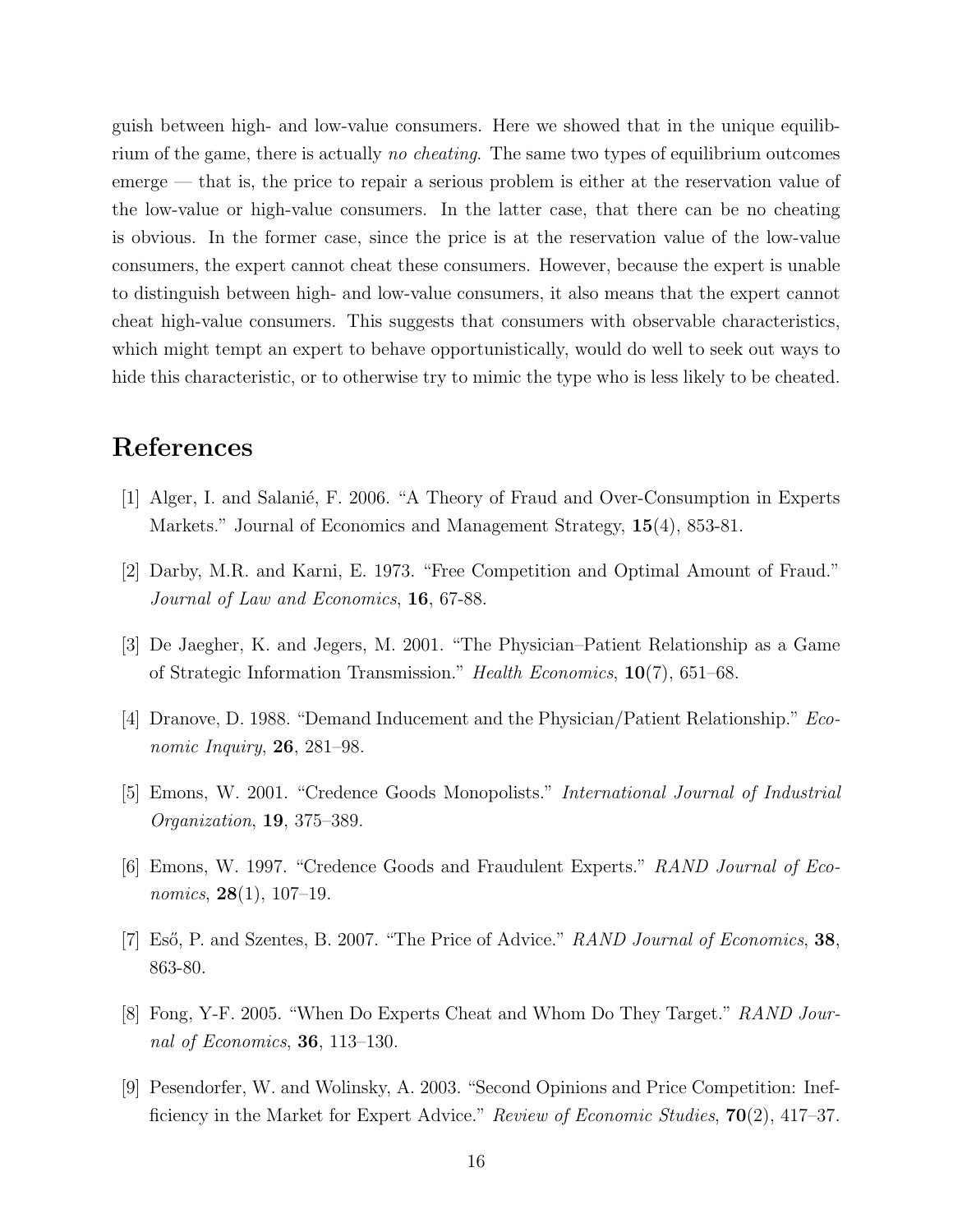guish between high- and low-value consumers. Here we showed that in the unique equilibrium of the game, there is actually *no cheating*. The same two types of equilibrium outcomes emerge — that is, the price to repair a serious problem is either at the reservation value of the low-value or high-value consumers. In the latter case, that there can be no cheating is obvious. In the former case, since the price is at the reservation value of the low-value consumers, the expert cannot cheat these consumers. However, because the expert is unable to distinguish between high- and low-value consumers, it also means that the expert cannot cheat high-value consumers. This suggests that consumers with observable characteristics, which might tempt an expert to behave opportunistically, would do well to seek out ways to hide this characteristic, or to otherwise try to mimic the type who is less likely to be cheated.

## References

[1] Alger, I. and Salanié, F. 2006. "A Theory of Fraud and Over-Consumption in Experts Markets." Journal of Economics and Management Strategy, **15**(4), 853-81.

[2] Darby, M.R. and Karni, E. 1973. "Free Competition and Optimal Amount of Fraud." *Journal of Law and Economics*, **16**, 67-88.

[3] De Jaegher, K. and Jegers, M. 2001. "The Physician–Patient Relationship as a Game of Strategic Information Transmission." *Health Economics*, **10**(7), 651–68.

[4] Dranove, D. 1988. "Demand Inducement and the Physician/Patient Relationship." *Economic Inquiry*, **26**, 281–98.

[5] Emons, W. 2001. "Credence Goods Monopolists." *International Journal of Industrial Organization*, **19**, 375–389.

[6] Emons, W. 1997. "Credence Goods and Fraudulent Experts." *RAND Journal of Economics*, **28**(1), 107–19.

[7] Eső, P. and Szentes, B. 2007. "The Price of Advice." *RAND Journal of Economics*, **38**, 863-80.

[8] Fong, Y-F. 2005. "When Do Experts Cheat and Whom Do They Target." *RAND Journal of Economics*, **36**, 113–130.

[9] Pesendorfer, W. and Wolinsky, A. 2003. "Second Opinions and Price Competition: Inefficiency in the Market for Expert Advice." *Review of Economic Studies*, **70**(2), 417–37.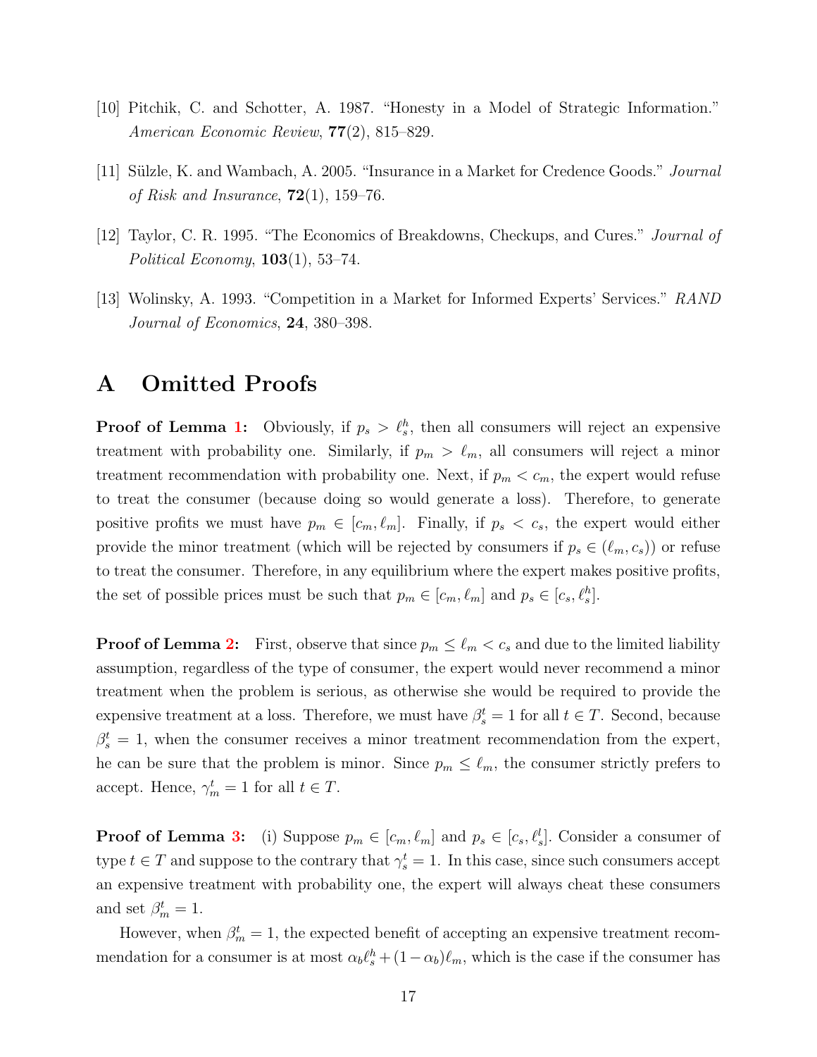[10] Pitchik, C. and Schotter, A. 1987. "Honesty in a Model of Strategic Information." *American Economic Review*, **77**(2), 815–829.

[11] Sülzle, K. and Wambach, A. 2005. "Insurance in a Market for Credence Goods." *Journal of Risk and Insurance*, **72**(1), 159–76.

[12] Taylor, C. R. 1995. "The Economics of Breakdowns, Checkups, and Cures." *Journal of Political Economy*, **103**(1), 53–74.

[13] Wolinsky, A. 1993. "Competition in a Market for Informed Experts' Services." *RAND Journal of Economics*, **24**, 380–398.

# A Omitted Proofs

**Proof of Lemma 1:** Obviously, if $p_s > \ell_s^h$, then all consumers will reject an expensive treatment with probability one. Similarly, if $p_m > \ell_m$, all consumers will reject a minor treatment recommendation with probability one. Next, if $p_m < c_m$, the expert would refuse to treat the consumer (because doing so would generate a loss). Therefore, to generate positive profits we must have $p_m \in [c_m, \ell_m]$. Finally, if $p_s < c_s$, the expert would either provide the minor treatment (which will be rejected by consumers if $p_s \in (\ell_m, c_s)$) or refuse to treat the consumer. Therefore, in any equilibrium where the expert makes positive profits, the set of possible prices must be such that $p_m \in [c_m, \ell_m]$ and $p_s \in [c_s, \ell_s^h]$.

**Proof of Lemma 2:** First, observe that since $p_m \leq \ell_m < c_s$ and due to the limited liability assumption, regardless of the type of consumer, the expert would never recommend a minor treatment when the problem is serious, as otherwise she would be required to provide the expensive treatment at a loss. Therefore, we must have $\beta_s^t = 1$ for all $t \in T$. Second, because $\beta_s^t = 1$, when the consumer receives a minor treatment recommendation from the expert, he can be sure that the problem is minor. Since $p_m \leq \ell_m$, the consumer strictly prefers to accept. Hence, $\gamma_m^t = 1$ for all $t \in T$.

**Proof of Lemma 3:** (i) Suppose $p_m \in [c_m, \ell_m]$ and $p_s \in [c_s, \ell_s^l]$. Consider a consumer of type $t \in T$ and suppose to the contrary that $\gamma_s^t = 1$. In this case, since such consumers accept an expensive treatment with probability one, the expert will always cheat these consumers and set $\beta_m^t = 1$.

However, when $\beta_m^t = 1$, the expected benefit of accepting an expensive treatment recommendation for a consumer is at most $\alpha_b \ell_s^h + (1 - \alpha_b)\ell_m$, which is the case if the consumer has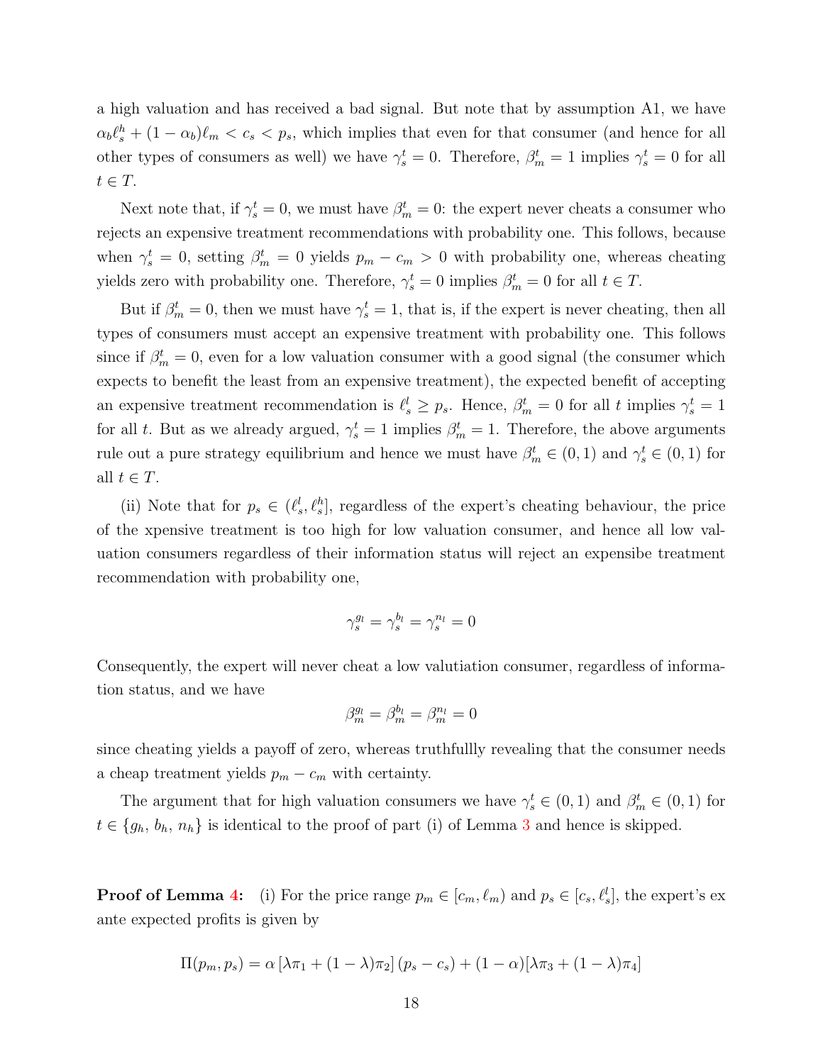a high valuation and has received a bad signal. But note that by assumption A1, we have $\alpha_b \ell_s^h + (1-\alpha_b)\ell_m < c_s < p_s$, which implies that even for that consumer (and hence for all other types of consumers as well) we have $\gamma_s^t = 0$. Therefore, $\beta_m^t = 1$ implies $\gamma_s^t = 0$ for all $t \in T$.

Next note that, if $\gamma_s^t = 0$, we must have $\beta_m^t = 0$: the expert never cheats a consumer who rejects an expensive treatment recommendations with probability one. This follows, because when $\gamma_s^t = 0$, setting $\beta_m^t = 0$ yields $p_m - c_m > 0$ with probability one, whereas cheating yields zero with probability one. Therefore, $\gamma_s^t = 0$ implies $\beta_m^t = 0$ for all $t \in T$.

But if $\beta_m^t = 0$, then we must have $\gamma_s^t = 1$, that is, if the expert is never cheating, then all types of consumers must accept an expensive treatment with probability one. This follows since if $\beta_m^t = 0$, even for a low valuation consumer with a good signal (the consumer which expects to benefit the least from an expensive treatment), the expected benefit of accepting an expensive treatment recommendation is $\ell_s^l \geq p_s$. Hence, $\beta_m^t = 0$ for all $t$ implies $\gamma_s^t = 1$ for all $t$. But as we already argued, $\gamma_s^t = 1$ implies $\beta_m^t = 1$. Therefore, the above arguments rule out a pure strategy equilibrium and hence we must have $\beta_m^t \in (0,1)$ and $\gamma_s^t \in (0,1)$ for all $t \in T$.

(ii) Note that for $p_s \in (\ell_s^l, \ell_s^h]$, regardless of the expert's cheating behaviour, the price of the xpensive treatment is too high for low valuation consumer, and hence all low valuation consumers regardless of their information status will reject an expensibe treatment recommendation with probability one,

$$\gamma_s^{g_l} = \gamma_s^{b_l} = \gamma_s^{n_l} = 0$$

Consequently, the expert will never cheat a low valutiation consumer, regardless of information status, and we have

$$\beta_m^{g_l} = \beta_m^{b_l} = \beta_m^{n_l} = 0$$

since cheating yields a payoff of zero, whereas truthfullly revealing that the consumer needs a cheap treatment yields $p_m - c_m$ with certainty.

The argument that for high valuation consumers we have $\gamma_s^t \in (0,1)$ and $\beta_m^t \in (0,1)$ for $t \in \{g_h, b_h, n_h\}$ is identical to the proof of part (i) of Lemma 3 and hence is skipped.

**Proof of Lemma 4:** (i) For the price range $p_m \in [c_m, \ell_m)$ and $p_s \in [c_s, \ell_s^l]$, the expert's ex ante expected profits is given by

$$\Pi(p_m, p_s) = \alpha\left[\lambda\pi_1 + (1-\lambda)\pi_2\right](p_s - c_s) + (1-\alpha)[\lambda\pi_3 + (1-\lambda)\pi_4]$$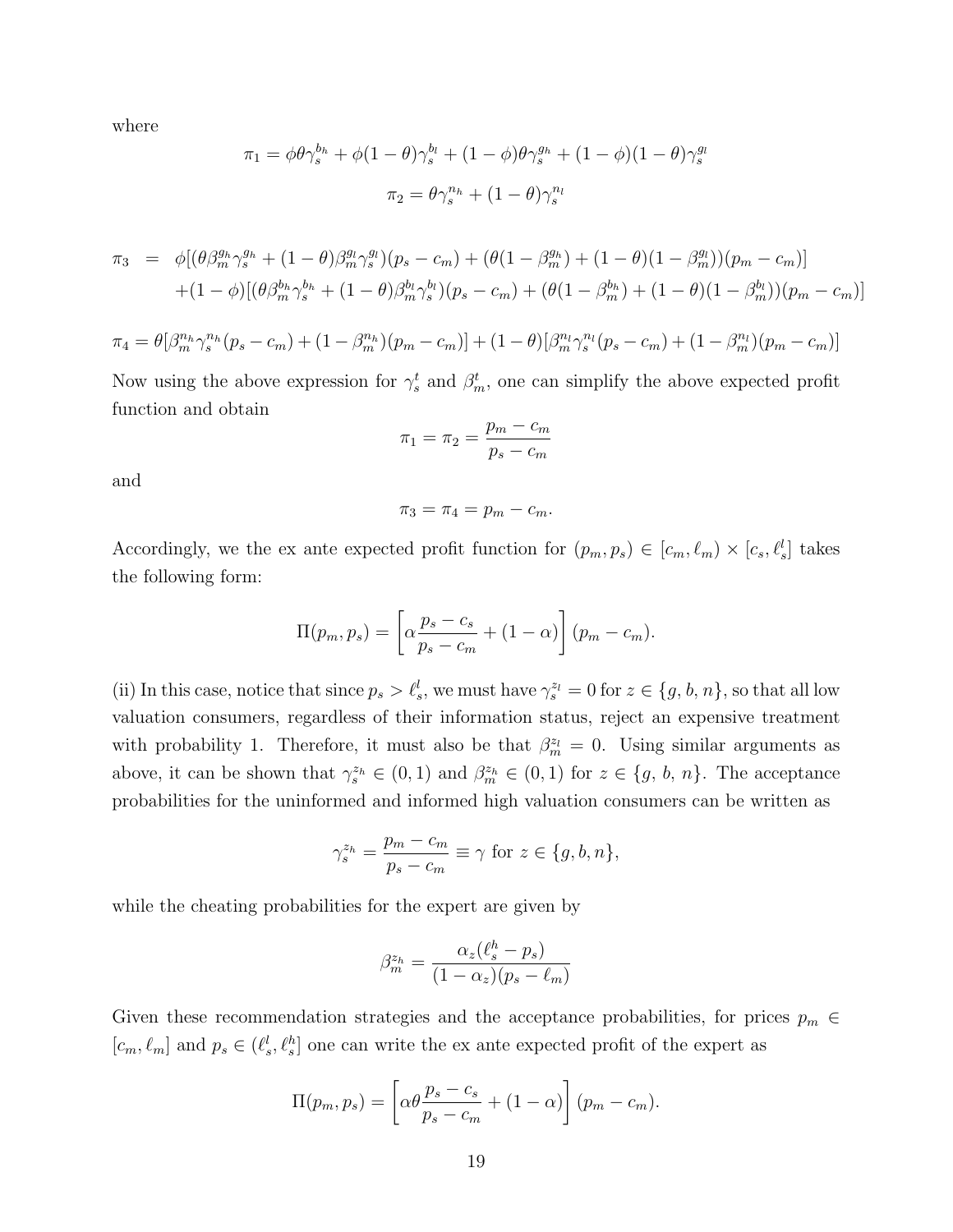where

$$\pi_1 = \phi\theta\gamma_s^{b_h} + \phi(1-\theta)\gamma_s^{b_l} + (1-\phi)\theta\gamma_s^{g_h} + (1-\phi)(1-\theta)\gamma_s^{g_l}$$

$$\pi_2 = \theta\gamma_s^{n_h} + (1-\theta)\gamma_s^{n_l}$$

$$\begin{aligned}
\pi_3 \;=\;& \phi[(\theta\beta_m^{g_h}\gamma_s^{g_h} + (1-\theta)\beta_m^{g_l}\gamma_s^{g_l})(p_s - c_m) + (\theta(1-\beta_m^{g_h}) + (1-\theta)(1-\beta_m^{g_l}))(p_m - c_m)] \\
&+(1-\phi)[(\theta\beta_m^{b_h}\gamma_s^{b_h} + (1-\theta)\beta_m^{b_l}\gamma_s^{b_l})(p_s - c_m) + (\theta(1-\beta_m^{b_h}) + (1-\theta)(1-\beta_m^{b_l}))(p_m - c_m)]
\end{aligned}$$

$$\pi_4 = \theta[\beta_m^{n_h}\gamma_s^{n_h}(p_s - c_m) + (1-\beta_m^{n_h})(p_m - c_m)] + (1-\theta)[\beta_m^{n_l}\gamma_s^{n_l}(p_s - c_m) + (1-\beta_m^{n_l})(p_m - c_m)]$$

Now using the above expression for $\gamma_s^t$ and $\beta_m^t$, one can simplify the above expected profit function and obtain

$$\pi_1 = \pi_2 = \frac{p_m - c_m}{p_s - c_m}$$

and

$$\pi_3 = \pi_4 = p_m - c_m.$$

Accordingly, we the ex ante expected profit function for $(p_m, p_s) \in [c_m, \ell_m) \times [c_s, \ell_s^l]$ takes the following form:

$$\Pi(p_m, p_s) = \left[\alpha\frac{p_s - c_s}{p_s - c_m} + (1-\alpha)\right](p_m - c_m).$$

(ii) In this case, notice that since $p_s > \ell_s^l$, we must have $\gamma_s^{z_l} = 0$ for $z \in \{g, b, n\}$, so that all low valuation consumers, regardless of their information status, reject an expensive treatment with probability 1. Therefore, it must also be that $\beta_m^{z_l} = 0$. Using similar arguments as above, it can be shown that $\gamma_s^{z_h} \in (0,1)$ and $\beta_m^{z_h} \in (0,1)$ for $z \in \{g,\, b,\, n\}$. The acceptance probabilities for the uninformed and informed high valuation consumers can be written as

$$\gamma_s^{z_h} = \frac{p_m - c_m}{p_s - c_m} \equiv \gamma \text{ for } z \in \{g, b, n\},$$

while the cheating probabilities for the expert are given by

$$\beta_m^{z_h} = \frac{\alpha_z(\ell_s^h - p_s)}{(1-\alpha_z)(p_s - \ell_m)}$$

Given these recommendation strategies and the acceptance probabilities, for prices $p_m \in [c_m, \ell_m]$ and $p_s \in (\ell_s^l, \ell_s^h]$ one can write the ex ante expected profit of the expert as

$$\Pi(p_m, p_s) = \left[\alpha\theta\frac{p_s - c_s}{p_s - c_m} + (1-\alpha)\right](p_m - c_m).$$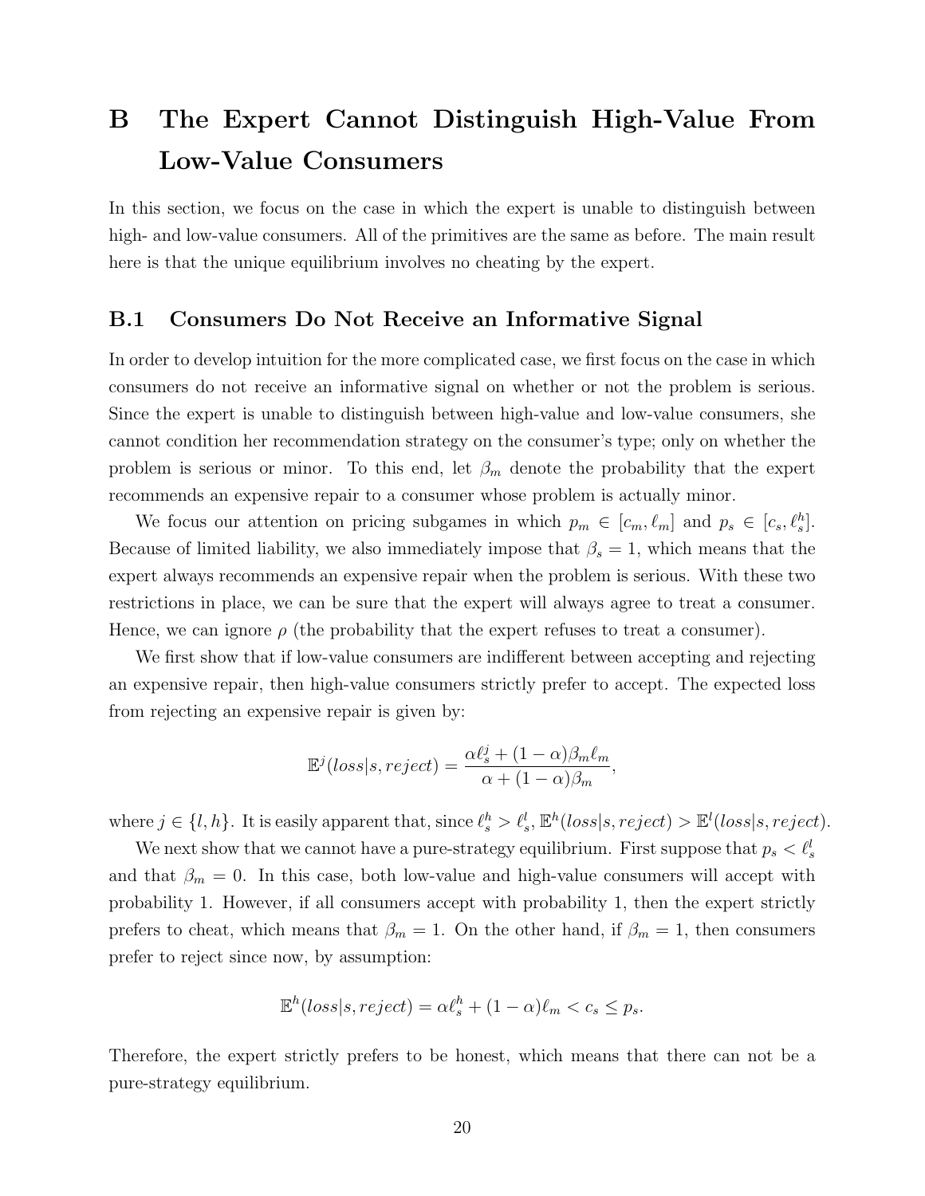# B The Expert Cannot Distinguish High-Value From Low-Value Consumers

In this section, we focus on the case in which the expert is unable to distinguish between high- and low-value consumers. All of the primitives are the same as before. The main result here is that the unique equilibrium involves no cheating by the expert.

## B.1 Consumers Do Not Receive an Informative Signal

In order to develop intuition for the more complicated case, we first focus on the case in which consumers do not receive an informative signal on whether or not the problem is serious. Since the expert is unable to distinguish between high-value and low-value consumers, she cannot condition her recommendation strategy on the consumer's type; only on whether the problem is serious or minor. To this end, let $\beta_m$ denote the probability that the expert recommends an expensive repair to a consumer whose problem is actually minor.

We focus our attention on pricing subgames in which $p_m \in [c_m, \ell_m]$ and $p_s \in [c_s, \ell_s^h]$. Because of limited liability, we also immediately impose that $\beta_s = 1$, which means that the expert always recommends an expensive repair when the problem is serious. With these two restrictions in place, we can be sure that the expert will always agree to treat a consumer. Hence, we can ignore $\rho$ (the probability that the expert refuses to treat a consumer).

We first show that if low-value consumers are indifferent between accepting and rejecting an expensive repair, then high-value consumers strictly prefer to accept. The expected loss from rejecting an expensive repair is given by:

$$\mathbb{E}^j(loss|s, reject) = \frac{\alpha \ell_s^j + (1-\alpha)\beta_m \ell_m}{\alpha + (1-\alpha)\beta_m},$$

where $j \in \{l, h\}$. It is easily apparent that, since $\ell_s^h > \ell_s^l$, $\mathbb{E}^h(loss|s, reject) > \mathbb{E}^l(loss|s, reject)$.

We next show that we cannot have a pure-strategy equilibrium. First suppose that $p_s < \ell_s^l$ and that $\beta_m = 0$. In this case, both low-value and high-value consumers will accept with probability 1. However, if all consumers accept with probability 1, then the expert strictly prefers to cheat, which means that $\beta_m = 1$. On the other hand, if $\beta_m = 1$, then consumers prefer to reject since now, by assumption:

$$\mathbb{E}^h(loss|s, reject) = \alpha \ell_s^h + (1-\alpha)\ell_m < c_s \leq p_s.$$

Therefore, the expert strictly prefers to be honest, which means that there can not be a pure-strategy equilibrium.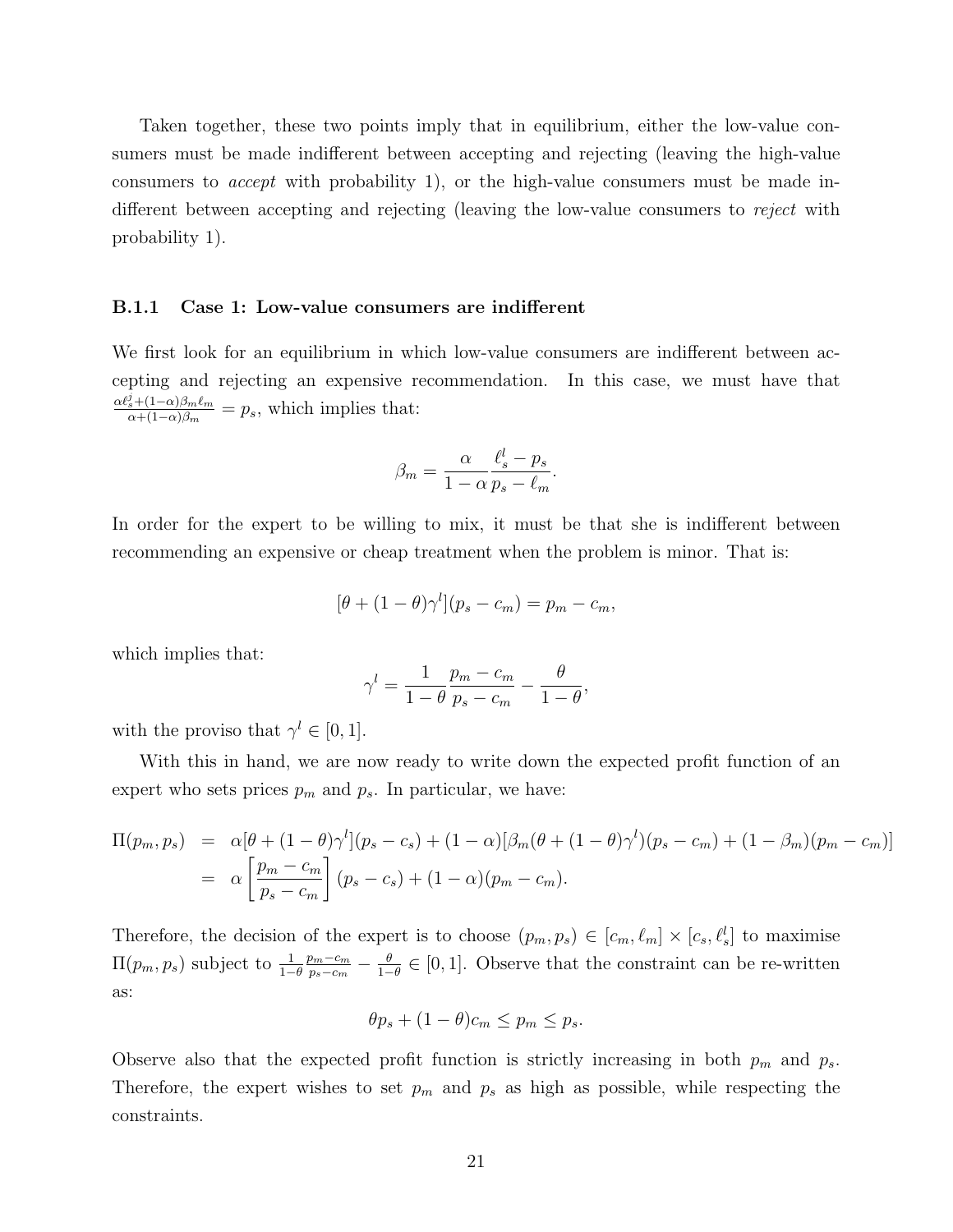Taken together, these two points imply that in equilibrium, either the low-value consumers must be made indifferent between accepting and rejecting (leaving the high-value consumers to *accept* with probability 1), or the high-value consumers must be made indifferent between accepting and rejecting (leaving the low-value consumers to *reject* with probability 1).

### B.1.1 Case 1: Low-value consumers are indifferent

We first look for an equilibrium in which low-value consumers are indifferent between accepting and rejecting an expensive recommendation. In this case, we must have that $\frac{\alpha \ell_s^l + (1-\alpha)\beta_m \ell_m}{\alpha + (1-\alpha)\beta_m} = p_s$, which implies that:

$$\beta_m = \frac{\alpha}{1-\alpha} \frac{\ell_s^l - p_s}{p_s - \ell_m}.$$

In order for the expert to be willing to mix, it must be that she is indifferent between recommending an expensive or cheap treatment when the problem is minor. That is:

$$[\theta + (1-\theta)\gamma^l](p_s - c_m) = p_m - c_m,$$

which implies that:

$$\gamma^l = \frac{1}{1-\theta} \frac{p_m - c_m}{p_s - c_m} - \frac{\theta}{1-\theta},$$

with the proviso that $\gamma^l \in [0, 1]$.

With this in hand, we are now ready to write down the expected profit function of an expert who sets prices $p_m$ and $p_s$. In particular, we have:

$$\begin{aligned}
\Pi(p_m, p_s) &= \alpha[\theta + (1-\theta)\gamma^l](p_s - c_s) + (1-\alpha)[\beta_m(\theta + (1-\theta)\gamma^l)(p_s - c_m) + (1-\beta_m)(p_m - c_m)] \\
&= \alpha \left[ \frac{p_m - c_m}{p_s - c_m} \right] (p_s - c_s) + (1-\alpha)(p_m - c_m).
\end{aligned}$$

Therefore, the decision of the expert is to choose $(p_m, p_s) \in [c_m, \ell_m] \times [c_s, \ell_s^l]$ to maximise $\Pi(p_m, p_s)$ subject to $\frac{1}{1-\theta} \frac{p_m - c_m}{p_s - c_m} - \frac{\theta}{1-\theta} \in [0, 1]$. Observe that the constraint can be re-written as:

$$\theta p_s + (1-\theta)c_m \le p_m \le p_s.$$

Observe also that the expected profit function is strictly increasing in both $p_m$ and $p_s$. Therefore, the expert wishes to set $p_m$ and $p_s$ as high as possible, while respecting the constraints.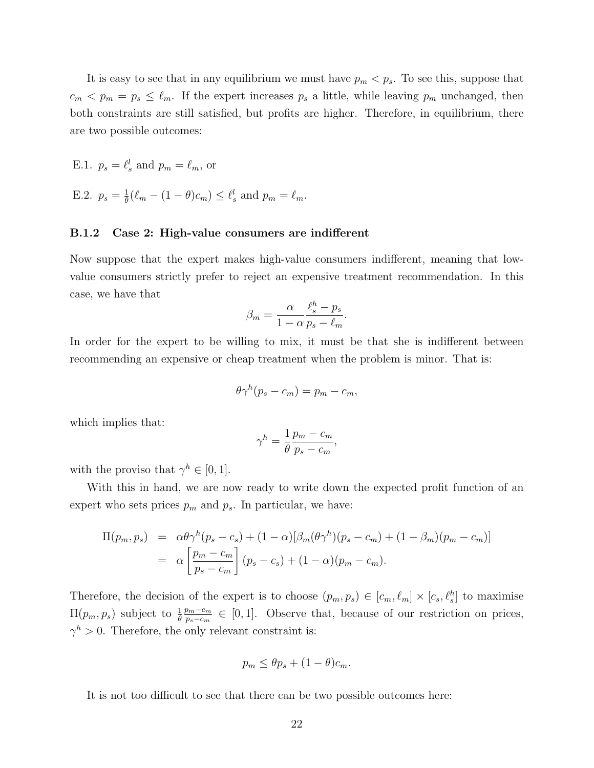It is easy to see that in any equilibrium we must have $p_m < p_s$. To see this, suppose that $c_m < p_m = p_s \leq \ell_m$. If the expert increases $p_s$ a little, while leaving $p_m$ unchanged, then both constraints are still satisfied, but profits are higher. Therefore, in equilibrium, there are two possible outcomes:

E.1. $p_s = \ell_s^l$ and $p_m = \ell_m$, or

E.2. $p_s = \frac{1}{\theta}(\ell_m - (1-\theta)c_m) \leq \ell_s^l$ and $p_m = \ell_m$.

### B.1.2 Case 2: High-value consumers are indifferent

Now suppose that the expert makes high-value consumers indifferent, meaning that low-value consumers strictly prefer to reject an expensive treatment recommendation. In this case, we have that

$$\beta_m = \frac{\alpha}{1-\alpha} \frac{\ell_s^h - p_s}{p_s - \ell_m}.$$

In order for the expert to be willing to mix, it must be that she is indifferent between recommending an expensive or cheap treatment when the problem is minor. That is:

$$\theta\gamma^h(p_s - c_m) = p_m - c_m,$$

which implies that:

$$\gamma^h = \frac{1}{\theta} \frac{p_m - c_m}{p_s - c_m},$$

with the proviso that $\gamma^h \in [0, 1]$.

With this in hand, we are now ready to write down the expected profit function of an expert who sets prices $p_m$ and $p_s$. In particular, we have:

$$\begin{aligned}
\Pi(p_m, p_s) &= \alpha\theta\gamma^h(p_s - c_s) + (1-\alpha)[\beta_m(\theta\gamma^h)(p_s - c_m) + (1-\beta_m)(p_m - c_m)] \\
&= \alpha \left[\frac{p_m - c_m}{p_s - c_m}\right](p_s - c_s) + (1-\alpha)(p_m - c_m).
\end{aligned}$$

Therefore, the decision of the expert is to choose $(p_m, p_s) \in [c_m, \ell_m] \times [c_s, \ell_s^h]$ to maximise $\Pi(p_m, p_s)$ subject to $\frac{1}{\theta}\frac{p_m - c_m}{p_s - c_m} \in [0, 1]$. Observe that, because of our restriction on prices, $\gamma^h > 0$. Therefore, the only relevant constraint is:

$$p_m \leq \theta p_s + (1-\theta)c_m.$$

It is not too difficult to see that there can be two possible outcomes here: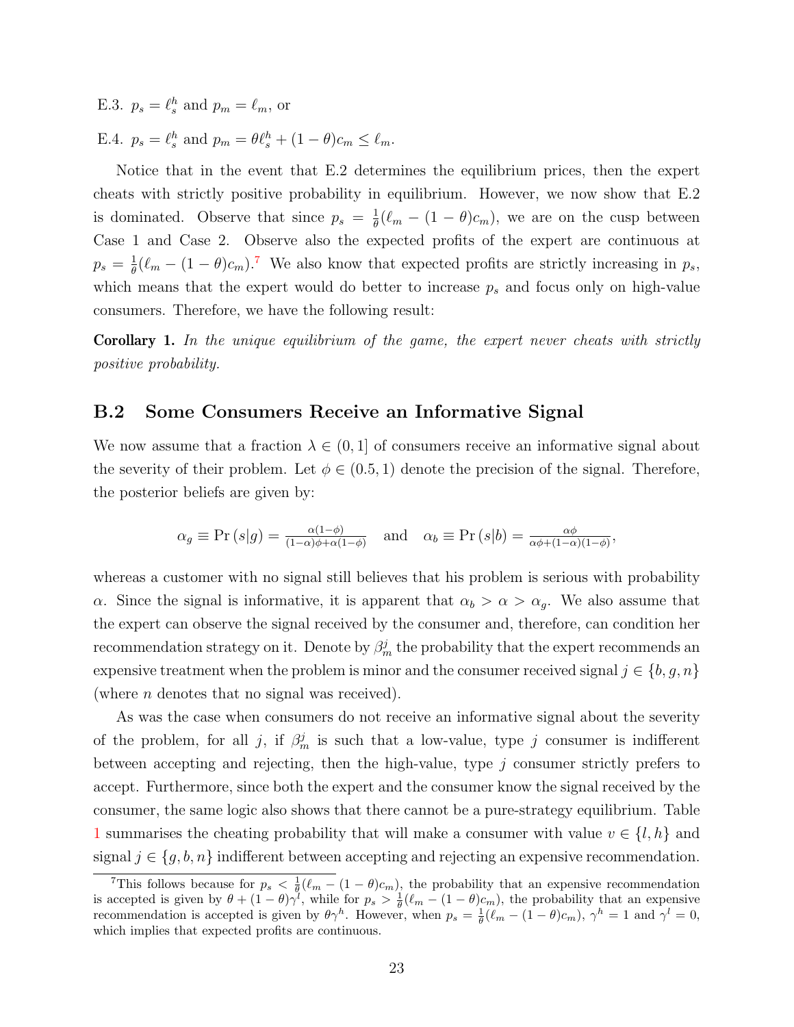E.3. $p_s = \ell_s^h$ and $p_m = \ell_m$, or

E.4. $p_s = \ell_s^h$ and $p_m = \theta \ell_s^h + (1-\theta)c_m \leq \ell_m$.

Notice that in the event that E.2 determines the equilibrium prices, then the expert cheats with strictly positive probability in equilibrium. However, we now show that E.2 is dominated. Observe that since $p_s = \frac{1}{\theta}(\ell_m - (1-\theta)c_m)$, we are on the cusp between Case 1 and Case 2. Observe also the expected profits of the expert are continuous at $p_s = \frac{1}{\theta}(\ell_m - (1-\theta)c_m)$.[7] We also know that expected profits are strictly increasing in $p_s$, which means that the expert would do better to increase $p_s$ and focus only on high-value consumers. Therefore, we have the following result:

**Corollary 1.** *In the unique equilibrium of the game, the expert never cheats with strictly positive probability.*

## B.2 Some Consumers Receive an Informative Signal

We now assume that a fraction $\lambda \in (0, 1]$ of consumers receive an informative signal about the severity of their problem. Let $\phi \in (0.5, 1)$ denote the precision of the signal. Therefore, the posterior beliefs are given by:

$$\alpha_g \equiv \Pr(s|g) = \frac{\alpha(1-\phi)}{(1-\alpha)\phi + \alpha(1-\phi)} \quad \text{and} \quad \alpha_b \equiv \Pr(s|b) = \frac{\alpha\phi}{\alpha\phi + (1-\alpha)(1-\phi)},$$

whereas a customer with no signal still believes that his problem is serious with probability $\alpha$. Since the signal is informative, it is apparent that $\alpha_b > \alpha > \alpha_g$. We also assume that the expert can observe the signal received by the consumer and, therefore, can condition her recommendation strategy on it. Denote by $\beta_m^j$ the probability that the expert recommends an expensive treatment when the problem is minor and the consumer received signal $j \in \{b, g, n\}$ (where $n$ denotes that no signal was received).

As was the case when consumers do not receive an informative signal about the severity of the problem, for all $j$, if $\beta_m^j$ is such that a low-value, type $j$ consumer is indifferent between accepting and rejecting, then the high-value, type $j$ consumer strictly prefers to accept. Furthermore, since both the expert and the consumer know the signal received by the consumer, the same logic also shows that there cannot be a pure-strategy equilibrium. Table 1 summarises the cheating probability that will make a consumer with value $v \in \{l, h\}$ and signal $j \in \{g, b, n\}$ indifferent between accepting and rejecting an expensive recommendation.

[7] This follows because for $p_s < \frac{1}{\theta}(\ell_m - (1-\theta)c_m)$, the probability that an expensive recommendation is accepted is given by $\theta + (1-\theta)\gamma^l$, while for $p_s > \frac{1}{\theta}(\ell_m - (1-\theta)c_m)$, the probability that an expensive recommendation is accepted is given by $\theta\gamma^h$. However, when $p_s = \frac{1}{\theta}(\ell_m - (1-\theta)c_m)$, $\gamma^h = 1$ and $\gamma^l = 0$, which implies that expected profits are continuous.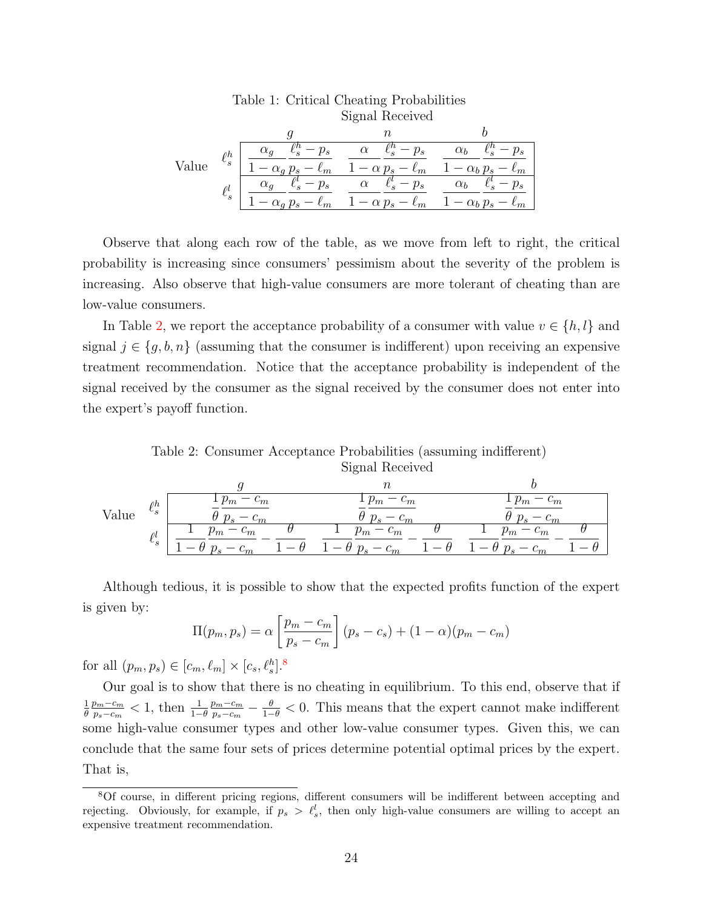Table 1: Critical Cheating Probabilities

| Value | | Signal Received: $g$ | $n$ | $b$ |
|---|---|---|---|---|
| | $\ell_s^h$ | $\dfrac{\alpha_g}{1-\alpha_g}\dfrac{\ell_s^h - p_s}{p_s - \ell_m}$ | $\dfrac{\alpha}{1-\alpha}\dfrac{\ell_s^h - p_s}{p_s - \ell_m}$ | $\dfrac{\alpha_b}{1-\alpha_b}\dfrac{\ell_s^h - p_s}{p_s - \ell_m}$ |
| | $\ell_s^l$ | $\dfrac{\alpha_g}{1-\alpha_g}\dfrac{\ell_s^l - p_s}{p_s - \ell_m}$ | $\dfrac{\alpha}{1-\alpha}\dfrac{\ell_s^l - p_s}{p_s - \ell_m}$ | $\dfrac{\alpha_b}{1-\alpha_b}\dfrac{\ell_s^l - p_s}{p_s - \ell_m}$ |

Observe that along each row of the table, as we move from left to right, the critical probability is increasing since consumers' pessimism about the severity of the problem is increasing. Also observe that high-value consumers are more tolerant of cheating than are low-value consumers.

In Table 2, we report the acceptance probability of a consumer with value $v \in \{h, l\}$ and signal $j \in \{g, b, n\}$ (assuming that the consumer is indifferent) upon receiving an expensive treatment recommendation. Notice that the acceptance probability is independent of the signal received by the consumer as the signal received by the consumer does not enter into the expert's payoff function.

Table 2: Consumer Acceptance Probabilities (assuming indifferent)

| Value | | Signal Received: $g$ | $n$ | $b$ |
|---|---|---|---|---|
| | $\ell_s^h$ | $\dfrac{1}{\theta}\dfrac{p_m - c_m}{p_s - c_m}$ | $\dfrac{1}{\theta}\dfrac{p_m - c_m}{p_s - c_m}$ | $\dfrac{1}{\theta}\dfrac{p_m - c_m}{p_s - c_m}$ |
| | $\ell_s^l$ | $\dfrac{1}{1-\theta}\dfrac{p_m - c_m}{p_s - c_m} - \dfrac{\theta}{1-\theta}$ | $\dfrac{1}{1-\theta}\dfrac{p_m - c_m}{p_s - c_m} - \dfrac{\theta}{1-\theta}$ | $\dfrac{1}{1-\theta}\dfrac{p_m - c_m}{p_s - c_m} - \dfrac{\theta}{1-\theta}$ |

Although tedious, it is possible to show that the expected profits function of the expert is given by:

$$\Pi(p_m, p_s) = \alpha \left[\frac{p_m - c_m}{p_s - c_m}\right](p_s - c_s) + (1-\alpha)(p_m - c_m)$$

for all $(p_m, p_s) \in [c_m, \ell_m] \times [c_s, \ell_s^h]$.[8]

Our goal is to show that there is no cheating in equilibrium. To this end, observe that if $\frac{1}{\theta}\frac{p_m - c_m}{p_s - c_m} < 1$, then $\frac{1}{1-\theta}\frac{p_m - c_m}{p_s - c_m} - \frac{\theta}{1-\theta} < 0$. This means that the expert cannot make indifferent some high-value consumer types and other low-value consumer types. Given this, we can conclude that the same four sets of prices determine potential optimal prices by the expert. That is,

[8] Of course, in different pricing regions, different consumers will be indifferent between accepting and rejecting. Obviously, for example, if $p_s > \ell_s^l$, then only high-value consumers are willing to accept an expensive treatment recommendation.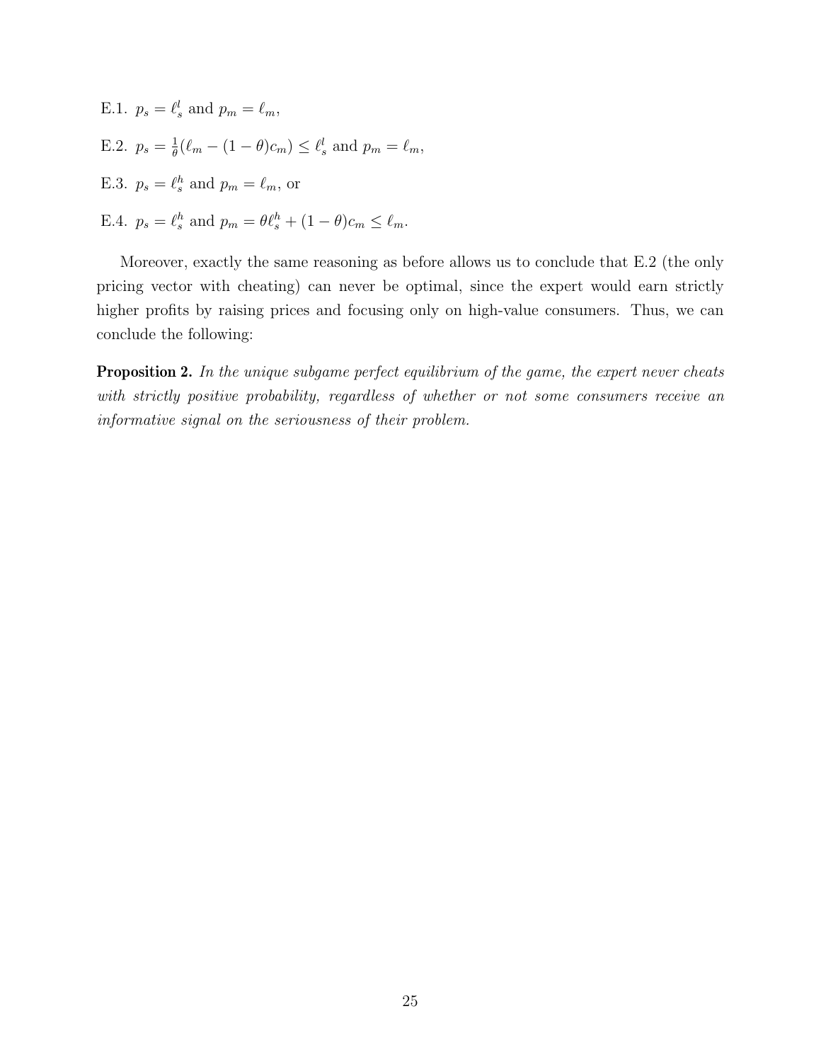E.1. $p_s = \ell_s^l$ and $p_m = \ell_m$,

E.2. $p_s = \frac{1}{\theta}(\ell_m - (1-\theta)c_m) \leq \ell_s^l$ and $p_m = \ell_m$,

E.3. $p_s = \ell_s^h$ and $p_m = \ell_m$, or

E.4. $p_s = \ell_s^h$ and $p_m = \theta \ell_s^h + (1-\theta)c_m \leq \ell_m$.

Moreover, exactly the same reasoning as before allows us to conclude that E.2 (the only pricing vector with cheating) can never be optimal, since the expert would earn strictly higher profits by raising prices and focusing only on high-value consumers. Thus, we can conclude the following:

**Proposition 2.** *In the unique subgame perfect equilibrium of the game, the expert never cheats with strictly positive probability, regardless of whether or not some consumers receive an informative signal on the seriousness of their problem.*